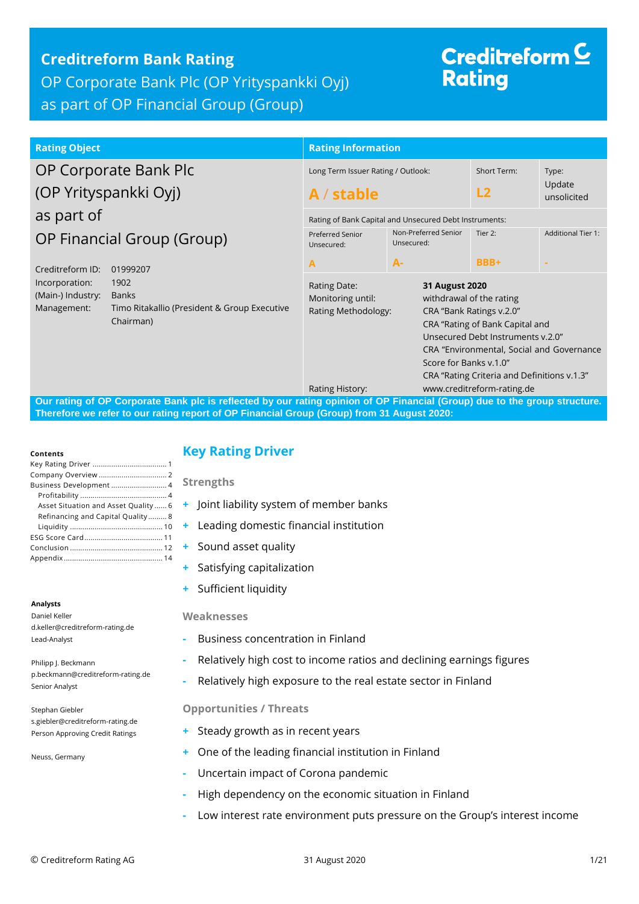# Creditreform Bank Rating

OP Corporate Bank Plc (OP Yrityspankki Oyj) as part of OP Financial Group (Group)

Creditreform Rating

| Rating Object | Rating Information | | | |
|---|---|---|---|---|
| OP Corporate Bank Plc (OP Yrityspankki Oyj) as part of OP Financial Group (Group) | Long Term Issuer Rating / Outlook: **A / stable** | | Short Term: **L2** | Type: Update unsolicited |
| | Rating of Bank Capital and Unsecured Debt Instruments: | | | |
| | Preferred Senior Unsecured: **A** | Non-Preferred Senior Unsecured: **A-** | Tier 2: **BBB+** | Additional Tier 1: **-** |

Creditreform ID: 01999207
Incorporation: 1902
(Main-) Industry: Banks
Management: Timo Ritakallio (President & Group Executive Chairman)

Rating Date: **31 August 2020**
Monitoring until: withdrawal of the rating
Rating Methodology: CRA "Bank Ratings v.2.0"
CRA "Rating of Bank Capital and Unsecured Debt Instruments v.2.0"
CRA "Environmental, Social and Governance Score for Banks v.1.0"
CRA "Rating Criteria and Definitions v.1.3"
Rating History: www.creditreform-rating.de

**Our rating of OP Corporate Bank plc is reflected by our rating opinion of OP Financial (Group) due to the group structure. Therefore we refer to our rating report of OP Financial Group (Group) from 31 August 2020:**

**Contents**

Key Rating Driver ..... 1
Company Overview ..... 2
Business Development ..... 4
Profitability ..... 4
Asset Situation and Asset Quality ..... 6
Refinancing and Capital Quality ..... 8
Liquidity ..... 10
ESG Score Card ..... 11
Conclusion ..... 12
Appendix ..... 14

**Analysts**

Daniel Keller
d.keller@creditreform-rating.de
Lead-Analyst

Philipp J. Beckmann
p.beckmann@creditreform-rating.de
Senior Analyst

Stephan Giebler
s.giebler@creditreform-rating.de
Person Approving Credit Ratings

Neuss, Germany

## Key Rating Driver

### Strengths

- + Joint liability system of member banks
- + Leading domestic financial institution
- + Sound asset quality
- + Satisfying capitalization
- + Sufficient liquidity

### Weaknesses

- - Business concentration in Finland
- - Relatively high cost to income ratios and declining earnings figures
- - Relatively high exposure to the real estate sector in Finland

### Opportunities / Threats

- + Steady growth as in recent years
- + One of the leading financial institution in Finland
- - Uncertain impact of Corona pandemic
- - High dependency on the economic situation in Finland
- - Low interest rate environment puts pressure on the Group's interest income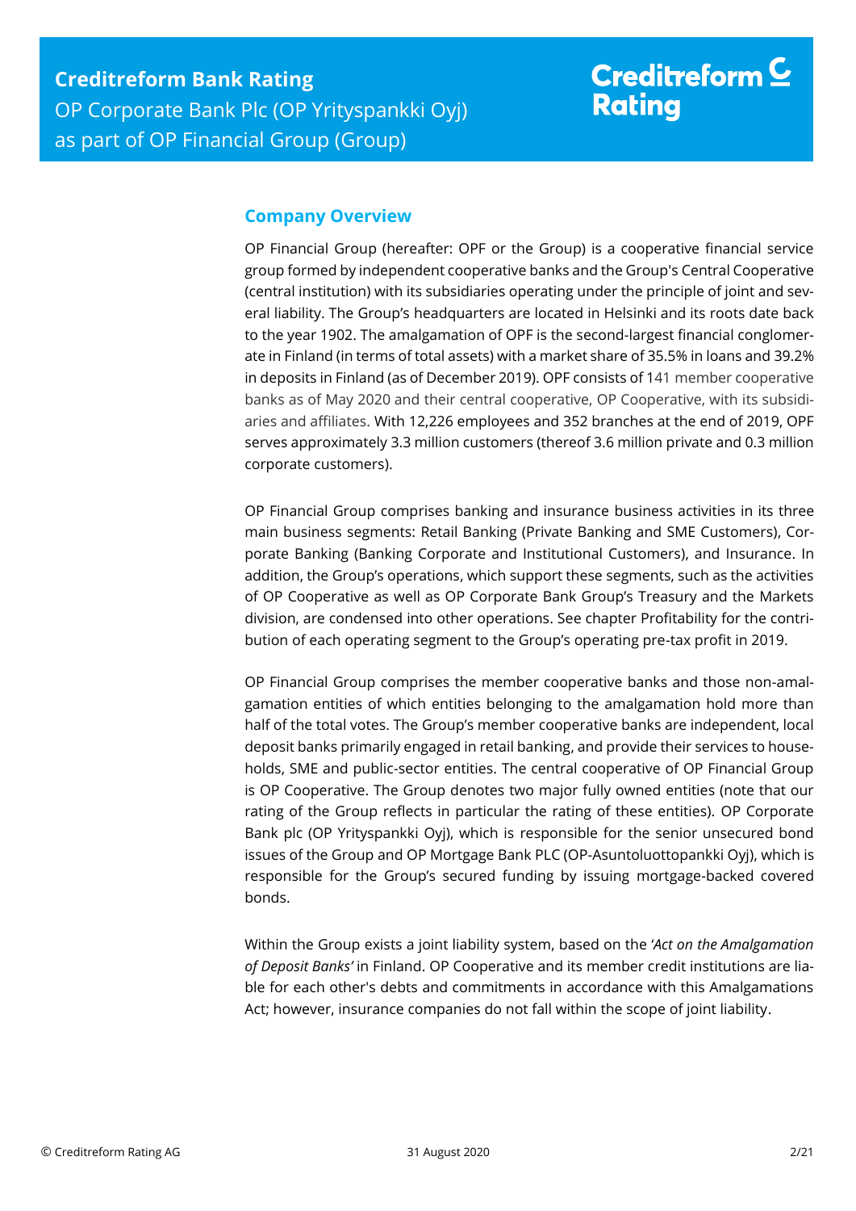## Company Overview

OP Financial Group (hereafter: OPF or the Group) is a cooperative financial service group formed by independent cooperative banks and the Group's Central Cooperative (central institution) with its subsidiaries operating under the principle of joint and several liability. The Group's headquarters are located in Helsinki and its roots date back to the year 1902. The amalgamation of OPF is the second-largest financial conglomerate in Finland (in terms of total assets) with a market share of 35.5% in loans and 39.2% in deposits in Finland (as of December 2019). OPF consists of 141 member cooperative banks as of May 2020 and their central cooperative, OP Cooperative, with its subsidiaries and affiliates. With 12,226 employees and 352 branches at the end of 2019, OPF serves approximately 3.3 million customers (thereof 3.6 million private and 0.3 million corporate customers).

OP Financial Group comprises banking and insurance business activities in its three main business segments: Retail Banking (Private Banking and SME Customers), Corporate Banking (Banking Corporate and Institutional Customers), and Insurance. In addition, the Group's operations, which support these segments, such as the activities of OP Cooperative as well as OP Corporate Bank Group's Treasury and the Markets division, are condensed into other operations. See chapter Profitability for the contribution of each operating segment to the Group's operating pre-tax profit in 2019.

OP Financial Group comprises the member cooperative banks and those non-amalgamation entities of which entities belonging to the amalgamation hold more than half of the total votes. The Group's member cooperative banks are independent, local deposit banks primarily engaged in retail banking, and provide their services to households, SME and public-sector entities. The central cooperative of OP Financial Group is OP Cooperative. The Group denotes two major fully owned entities (note that our rating of the Group reflects in particular the rating of these entities). OP Corporate Bank plc (OP Yrityspankki Oyj), which is responsible for the senior unsecured bond issues of the Group and OP Mortgage Bank PLC (OP-Asuntoluottopankki Oyj), which is responsible for the Group's secured funding by issuing mortgage-backed covered bonds.

Within the Group exists a joint liability system, based on the '*Act on the Amalgamation of Deposit Banks*' in Finland. OP Cooperative and its member credit institutions are liable for each other's debts and commitments in accordance with this Amalgamations Act; however, insurance companies do not fall within the scope of joint liability.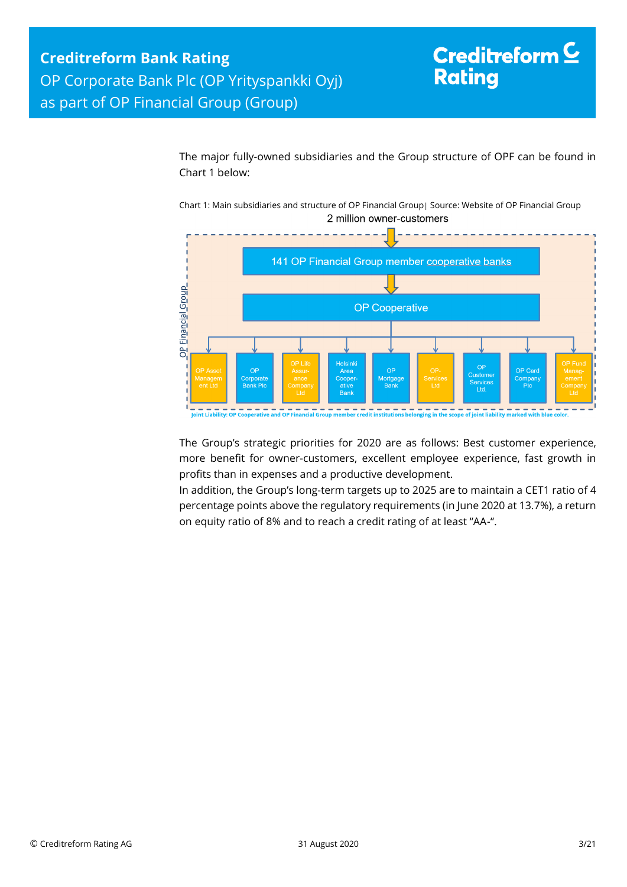The major fully-owned subsidiaries and the Group structure of OPF can be found in Chart 1 below:

Chart 1: Main subsidiaries and structure of OP Financial Group| Source: Website of OP Financial Group

2 million owner-customers

OP Financial Group

141 OP Financial Group member cooperative banks

OP Cooperative

OP Asset Management Ltd | OP Corporate Bank Plc | OP Life Assurance Company Ltd | Helsinki Area Cooperative Bank | OP Mortgage Bank | OP-Services Ltd | OP Customer Services Ltd. | OP Card Company Plc | OP Fund Management Company Ltd

Joint Liability: OP Cooperative and OP Financial Group member credit institutions belonging in the scope of joint liability marked with blue color.

The Group's strategic priorities for 2020 are as follows: Best customer experience, more benefit for owner-customers, excellent employee experience, fast growth in profits than in expenses and a productive development.

In addition, the Group's long-term targets up to 2025 are to maintain a CET1 ratio of 4 percentage points above the regulatory requirements (in June 2020 at 13.7%), a return on equity ratio of 8% and to reach a credit rating of at least "AA-".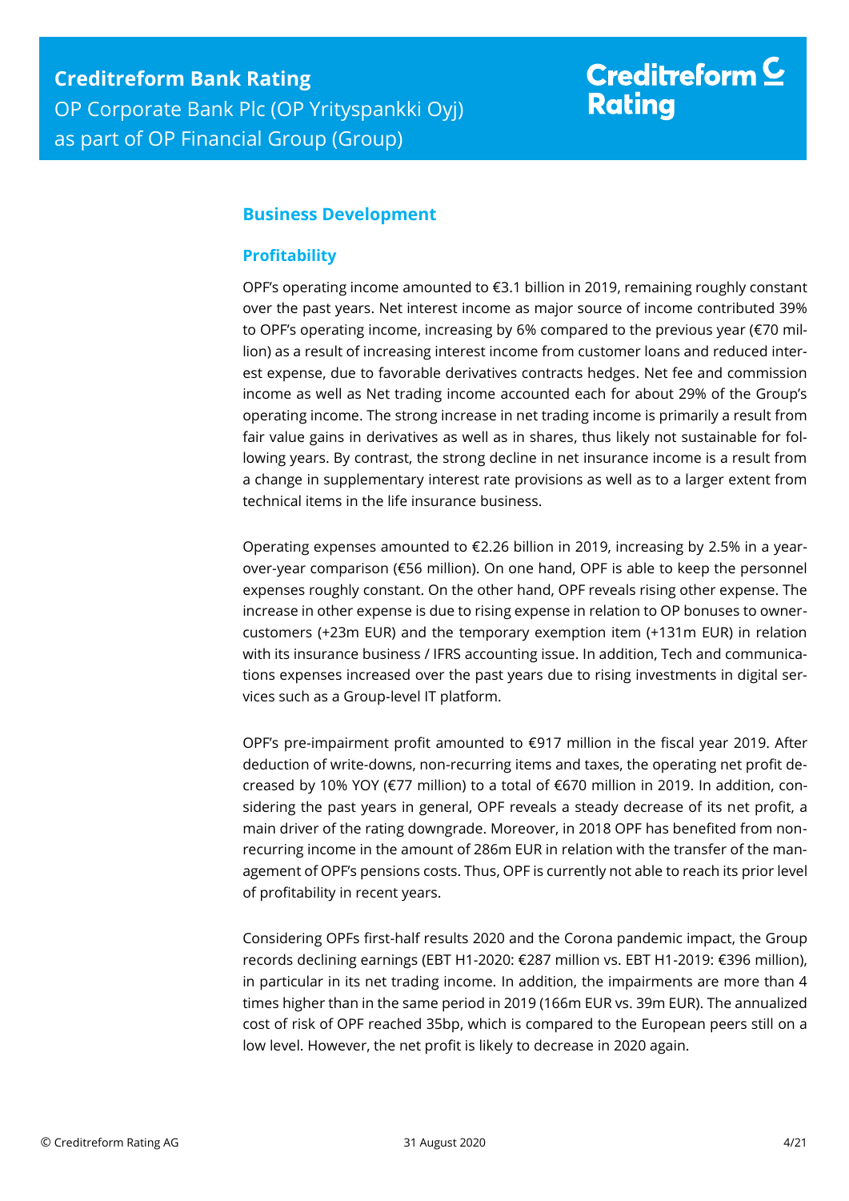## Business Development

### Profitability

OPF's operating income amounted to €3.1 billion in 2019, remaining roughly constant over the past years. Net interest income as major source of income contributed 39% to OPF's operating income, increasing by 6% compared to the previous year (€70 million) as a result of increasing interest income from customer loans and reduced interest expense, due to favorable derivatives contracts hedges. Net fee and commission income as well as Net trading income accounted each for about 29% of the Group's operating income. The strong increase in net trading income is primarily a result from fair value gains in derivatives as well as in shares, thus likely not sustainable for following years. By contrast, the strong decline in net insurance income is a result from a change in supplementary interest rate provisions as well as to a larger extent from technical items in the life insurance business.

Operating expenses amounted to €2.26 billion in 2019, increasing by 2.5% in a year-over-year comparison (€56 million). On one hand, OPF is able to keep the personnel expenses roughly constant. On the other hand, OPF reveals rising other expense. The increase in other expense is due to rising expense in relation to OP bonuses to owner-customers (+23m EUR) and the temporary exemption item (+131m EUR) in relation with its insurance business / IFRS accounting issue. In addition, Tech and communications expenses increased over the past years due to rising investments in digital services such as a Group-level IT platform.

OPF's pre-impairment profit amounted to €917 million in the fiscal year 2019. After deduction of write-downs, non-recurring items and taxes, the operating net profit decreased by 10% YOY (€77 million) to a total of €670 million in 2019. In addition, considering the past years in general, OPF reveals a steady decrease of its net profit, a main driver of the rating downgrade. Moreover, in 2018 OPF has benefited from non-recurring income in the amount of 286m EUR in relation with the transfer of the management of OPF's pensions costs. Thus, OPF is currently not able to reach its prior level of profitability in recent years.

Considering OPFs first-half results 2020 and the Corona pandemic impact, the Group records declining earnings (EBT H1-2020: €287 million vs. EBT H1-2019: €396 million), in particular in its net trading income. In addition, the impairments are more than 4 times higher than in the same period in 2019 (166m EUR vs. 39m EUR). The annualized cost of risk of OPF reached 35bp, which is compared to the European peers still on a low level. However, the net profit is likely to decrease in 2020 again.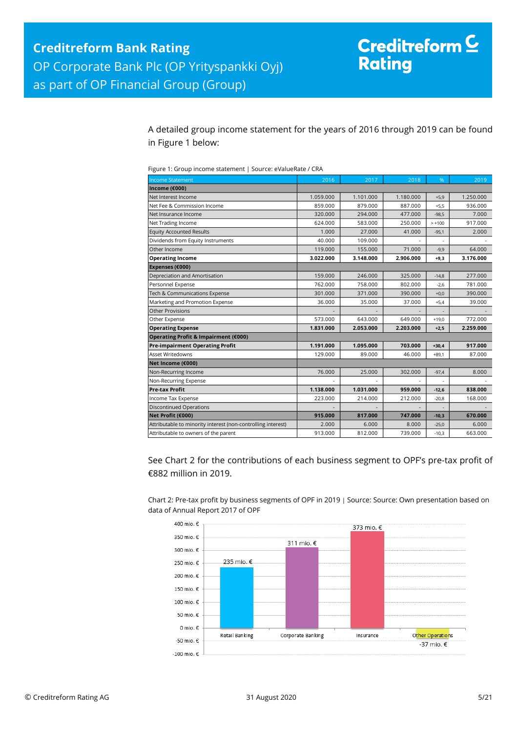A detailed group income statement for the years of 2016 through 2019 can be found in Figure 1 below:

Figure 1: Group income statement | Source: eValueRate / CRA

| Income Statement | 2016 | 2017 | 2018 | % | 2019 |
|---|---|---|---|---|---|
| **Income (€000)** | | | | | |
| Net Interest Income | 1.059.000 | 1.101.000 | 1.180.000 | +5,9 | 1.250.000 |
| Net Fee & Commission Income | 859.000 | 879.000 | 887.000 | +5,5 | 936.000 |
| Net Insurance Income | 320.000 | 294.000 | 477.000 | -98,5 | 7.000 |
| Net Trading Income | 624.000 | 583.000 | 250.000 | > +100 | 917.000 |
| Equity Accounted Results | 1.000 | 27.000 | 41.000 | -95,1 | 2.000 |
| Dividends from Equity Instruments | 40.000 | 109.000 | - | - | - |
| Other Income | 119.000 | 155.000 | 71.000 | -9,9 | 64.000 |
| **Operating Income** | **3.022.000** | **3.148.000** | **2.906.000** | **+9,3** | **3.176.000** |
| **Expenses (€000)** | | | | | |
| Depreciation and Amortisation | 159.000 | 246.000 | 325.000 | -14,8 | 277.000 |
| Personnel Expense | 762.000 | 758.000 | 802.000 | -2,6 | 781.000 |
| Tech & Communications Expense | 301.000 | 371.000 | 390.000 | +0,0 | 390.000 |
| Marketing and Promotion Expense | 36.000 | 35.000 | 37.000 | +5,4 | 39.000 |
| Other Provisions | - | - | - | - | - |
| Other Expense | 573.000 | 643.000 | 649.000 | +19,0 | 772.000 |
| **Operating Expense** | **1.831.000** | **2.053.000** | **2.203.000** | **+2,5** | **2.259.000** |
| **Operating Profit & Impairment (€000)** | | | | | |
| **Pre-impairment Operating Profit** | **1.191.000** | **1.095.000** | **703.000** | **+30,4** | **917.000** |
| Asset Writedowns | 129.000 | 89.000 | 46.000 | +89,1 | 87.000 |
| **Net Income (€000)** | | | | | |
| Non-Recurring Income | 76.000 | 25.000 | 302.000 | -97,4 | 8.000 |
| Non-Recurring Expense | - | - | - | - | - |
| **Pre-tax Profit** | **1.138.000** | **1.031.000** | **959.000** | **-12,6** | **838.000** |
| Income Tax Expense | 223.000 | 214.000 | 212.000 | -20,8 | 168.000 |
| Discontinued Operations | - | - | - | - | - |
| **Net Profit (€000)** | **915.000** | **817.000** | **747.000** | **-10,3** | **670.000** |
| Attributable to minority interest (non-controlling interest) | 2.000 | 6.000 | 8.000 | -25,0 | 6.000 |
| Attributable to owners of the parent | 913.000 | 812.000 | 739.000 | -10,3 | 663.000 |

See Chart 2 for the contributions of each business segment to OPF's pre-tax profit of €882 million in 2019.

Chart 2: Pre-tax profit by business segments of OPF in 2019 | Source: Source: Own presentation based on data of Annual Report 2017 of OPF

| Segment | Pre-tax profit |
|---|---|
| Retail Banking | 235 mio. € |
| Corporate Banking | 311 mio. € |
| Insurance | 373 mio. € |
| Other Operations | -37 mio. € |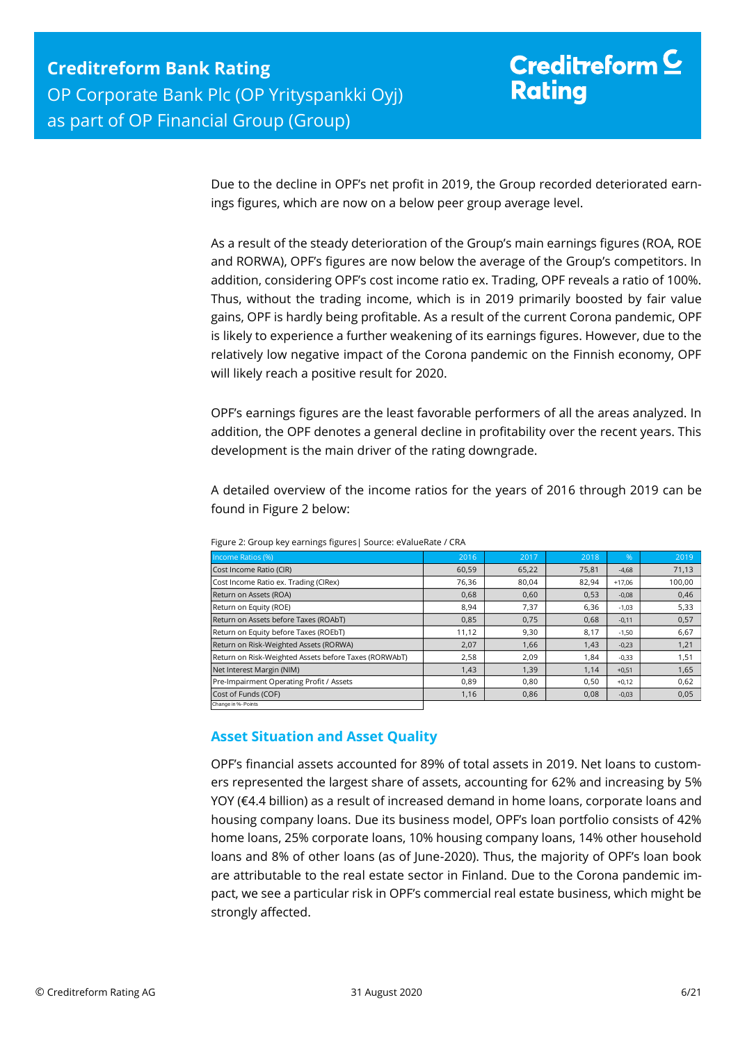Due to the decline in OPF's net profit in 2019, the Group recorded deteriorated earnings figures, which are now on a below peer group average level.

As a result of the steady deterioration of the Group's main earnings figures (ROA, ROE and RORWA), OPF's figures are now below the average of the Group's competitors. In addition, considering OPF's cost income ratio ex. Trading, OPF reveals a ratio of 100%. Thus, without the trading income, which is in 2019 primarily boosted by fair value gains, OPF is hardly being profitable. As a result of the current Corona pandemic, OPF is likely to experience a further weakening of its earnings figures. However, due to the relatively low negative impact of the Corona pandemic on the Finnish economy, OPF will likely reach a positive result for 2020.

OPF's earnings figures are the least favorable performers of all the areas analyzed. In addition, the OPF denotes a general decline in profitability over the recent years. This development is the main driver of the rating downgrade.

A detailed overview of the income ratios for the years of 2016 through 2019 can be found in Figure 2 below:

Figure 2: Group key earnings figures| Source: eValueRate / CRA

| Income Ratios (%) | 2016 | 2017 | 2018 | % | 2019 |
|---|---|---|---|---|---|
| Cost Income Ratio (CIR) | 60,59 | 65,22 | 75,81 | -4,68 | 71,13 |
| Cost Income Ratio ex. Trading (CIRex) | 76,36 | 80,04 | 82,94 | +17,06 | 100,00 |
| Return on Assets (ROA) | 0,68 | 0,60 | 0,53 | -0,08 | 0,46 |
| Return on Equity (ROE) | 8,94 | 7,37 | 6,36 | -1,03 | 5,33 |
| Return on Assets before Taxes (ROAbT) | 0,85 | 0,75 | 0,68 | -0,11 | 0,57 |
| Return on Equity before Taxes (ROEbT) | 11,12 | 9,30 | 8,17 | -1,50 | 6,67 |
| Return on Risk-Weighted Assets (RORWA) | 2,07 | 1,66 | 1,43 | -0,23 | 1,21 |
| Return on Risk-Weighted Assets before Taxes (RORWAbT) | 2,58 | 2,09 | 1,84 | -0,33 | 1,51 |
| Net Interest Margin (NIM) | 1,43 | 1,39 | 1,14 | +0,51 | 1,65 |
| Pre-Impairment Operating Profit / Assets | 0,89 | 0,80 | 0,50 | +0,12 | 0,62 |
| Cost of Funds (COF) | 1,16 | 0,86 | 0,08 | -0,03 | 0,05 |

Change in %- Points

## Asset Situation and Asset Quality

OPF's financial assets accounted for 89% of total assets in 2019. Net loans to customers represented the largest share of assets, accounting for 62% and increasing by 5% YOY (€4.4 billion) as a result of increased demand in home loans, corporate loans and housing company loans. Due its business model, OPF's loan portfolio consists of 42% home loans, 25% corporate loans, 10% housing company loans, 14% other household loans and 8% of other loans (as of June-2020). Thus, the majority of OPF's loan book are attributable to the real estate sector in Finland. Due to the Corona pandemic impact, we see a particular risk in OPF's commercial real estate business, which might be strongly affected.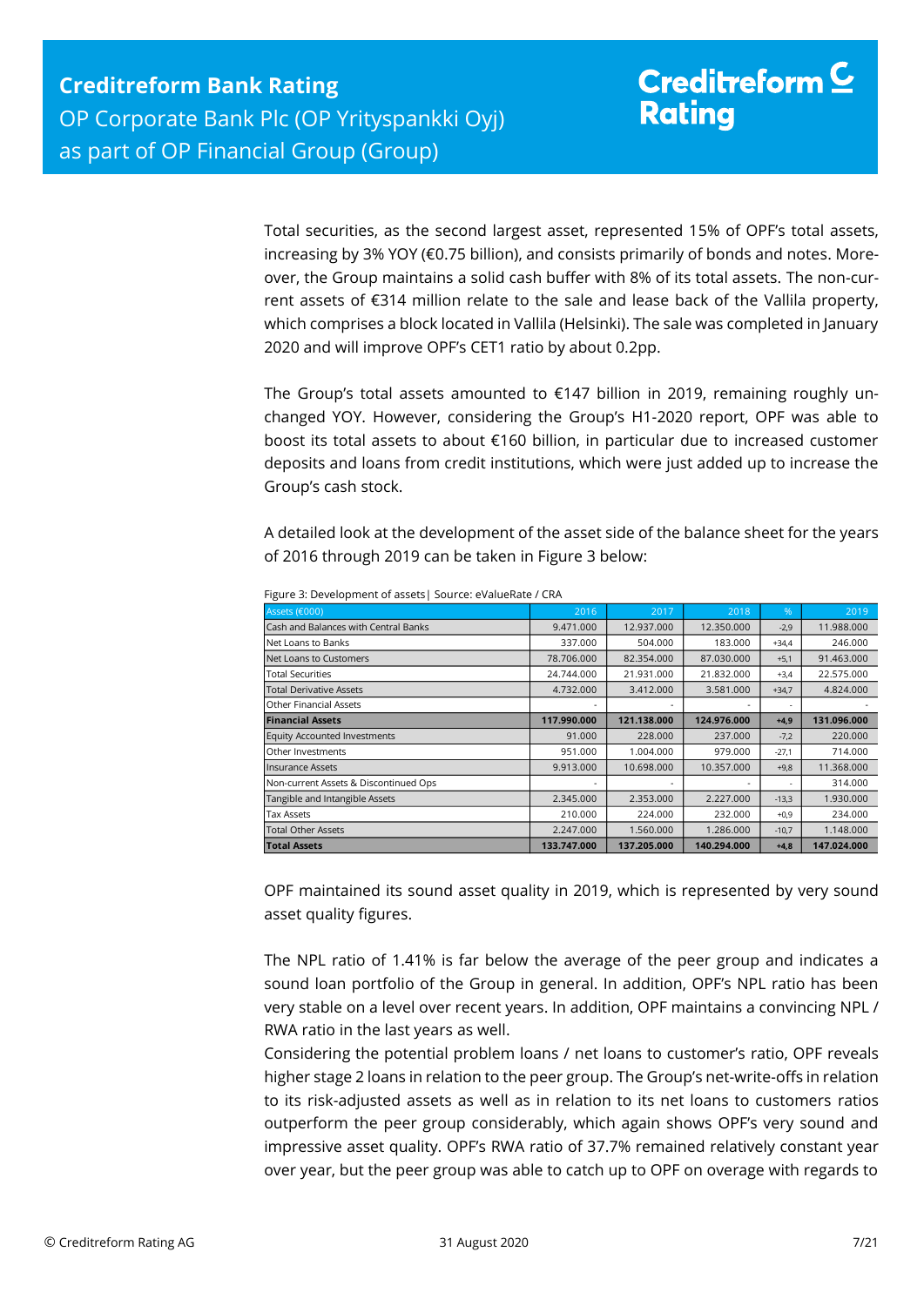Total securities, as the second largest asset, represented 15% of OPF's total assets, increasing by 3% YOY (€0.75 billion), and consists primarily of bonds and notes. Moreover, the Group maintains a solid cash buffer with 8% of its total assets. The non-current assets of €314 million relate to the sale and lease back of the Vallila property, which comprises a block located in Vallila (Helsinki). The sale was completed in January 2020 and will improve OPF's CET1 ratio by about 0.2pp.

The Group's total assets amounted to €147 billion in 2019, remaining roughly unchanged YOY. However, considering the Group's H1-2020 report, OPF was able to boost its total assets to about €160 billion, in particular due to increased customer deposits and loans from credit institutions, which were just added up to increase the Group's cash stock.

A detailed look at the development of the asset side of the balance sheet for the years of 2016 through 2019 can be taken in Figure 3 below:

Figure 3: Development of assets| Source: eValueRate / CRA

| Assets (€000) | 2016 | 2017 | 2018 | % | 2019 |
|---|---|---|---|---|---|
| Cash and Balances with Central Banks | 9.471.000 | 12.937.000 | 12.350.000 | -2,9 | 11.988.000 |
| Net Loans to Banks | 337.000 | 504.000 | 183.000 | +34,4 | 246.000 |
| Net Loans to Customers | 78.706.000 | 82.354.000 | 87.030.000 | +5,1 | 91.463.000 |
| Total Securities | 24.744.000 | 21.931.000 | 21.832.000 | +3,4 | 22.575.000 |
| Total Derivative Assets | 4.732.000 | 3.412.000 | 3.581.000 | +34,7 | 4.824.000 |
| Other Financial Assets | - | - | - | - | - |
| **Financial Assets** | **117.990.000** | **121.138.000** | **124.976.000** | **+4,9** | **131.096.000** |
| Equity Accounted Investments | 91.000 | 228.000 | 237.000 | -7,2 | 220.000 |
| Other Investments | 951.000 | 1.004.000 | 979.000 | -27,1 | 714.000 |
| Insurance Assets | 9.913.000 | 10.698.000 | 10.357.000 | +9,8 | 11.368.000 |
| Non-current Assets & Discontinued Ops | - | - | - | - | 314.000 |
| Tangible and Intangible Assets | 2.345.000 | 2.353.000 | 2.227.000 | -13,3 | 1.930.000 |
| Tax Assets | 210.000 | 224.000 | 232.000 | +0,9 | 234.000 |
| Total Other Assets | 2.247.000 | 1.560.000 | 1.286.000 | -10,7 | 1.148.000 |
| **Total Assets** | **133.747.000** | **137.205.000** | **140.294.000** | **+4,8** | **147.024.000** |

OPF maintained its sound asset quality in 2019, which is represented by very sound asset quality figures.

The NPL ratio of 1.41% is far below the average of the peer group and indicates a sound loan portfolio of the Group in general. In addition, OPF's NPL ratio has been very stable on a level over recent years. In addition, OPF maintains a convincing NPL / RWA ratio in the last years as well.
Considering the potential problem loans / net loans to customer's ratio, OPF reveals higher stage 2 loans in relation to the peer group. The Group's net-write-offs in relation to its risk-adjusted assets as well as in relation to its net loans to customers ratios outperform the peer group considerably, which again shows OPF's very sound and impressive asset quality. OPF's RWA ratio of 37.7% remained relatively constant year over year, but the peer group was able to catch up to OPF on overage with regards to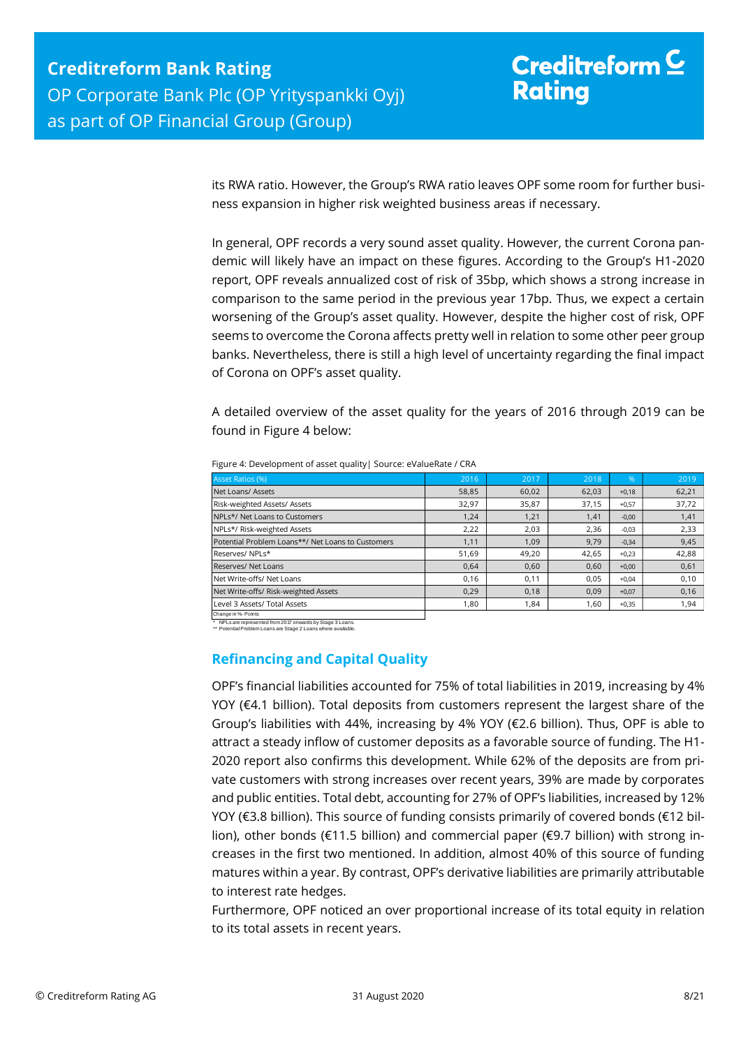its RWA ratio. However, the Group's RWA ratio leaves OPF some room for further business expansion in higher risk weighted business areas if necessary.

In general, OPF records a very sound asset quality. However, the current Corona pandemic will likely have an impact on these figures. According to the Group's H1-2020 report, OPF reveals annualized cost of risk of 35bp, which shows a strong increase in comparison to the same period in the previous year 17bp. Thus, we expect a certain worsening of the Group's asset quality. However, despite the higher cost of risk, OPF seems to overcome the Corona affects pretty well in relation to some other peer group banks. Nevertheless, there is still a high level of uncertainty regarding the final impact of Corona on OPF's asset quality.

A detailed overview of the asset quality for the years of 2016 through 2019 can be found in Figure 4 below:

Figure 4: Development of asset quality| Source: eValueRate / CRA

| Asset Ratios (%) | 2016 | 2017 | 2018 | % | 2019 |
|---|---|---|---|---|---|
| Net Loans/ Assets | 58,85 | 60,02 | 62,03 | +0,18 | 62,21 |
| Risk-weighted Assets/ Assets | 32,97 | 35,87 | 37,15 | +0,57 | 37,72 |
| NPLs*/ Net Loans to Customers | 1,24 | 1,21 | 1,41 | -0,00 | 1,41 |
| NPLs*/ Risk-weighted Assets | 2,22 | 2,03 | 2,36 | -0,03 | 2,33 |
| Potential Problem Loans**/ Net Loans to Customers | 1,11 | 1,09 | 9,79 | -0,34 | 9,45 |
| Reserves/ NPLs* | 51,69 | 49,20 | 42,65 | +0,23 | 42,88 |
| Reserves/ Net Loans | 0,64 | 0,60 | 0,60 | +0,00 | 0,61 |
| Net Write-offs/ Net Loans | 0,16 | 0,11 | 0,05 | +0,04 | 0,10 |
| Net Write-offs/ Risk-weighted Assets | 0,29 | 0,18 | 0,09 | +0,07 | 0,16 |
| Level 3 Assets/ Total Assets | 1,80 | 1,84 | 1,60 | +0,35 | 1,94 |

Change in %- Points

\* NPLs are represented from 2017 onwards by Stage 3 Loans.
\*\* Potential Problem Loans are Stage 2 Loans where available.

## Refinancing and Capital Quality

OPF's financial liabilities accounted for 75% of total liabilities in 2019, increasing by 4% YOY (€4.1 billion). Total deposits from customers represent the largest share of the Group's liabilities with 44%, increasing by 4% YOY (€2.6 billion). Thus, OPF is able to attract a steady inflow of customer deposits as a favorable source of funding. The H1-2020 report also confirms this development. While 62% of the deposits are from private customers with strong increases over recent years, 39% are made by corporates and public entities. Total debt, accounting for 27% of OPF's liabilities, increased by 12% YOY (€3.8 billion). This source of funding consists primarily of covered bonds (€12 billion), other bonds (€11.5 billion) and commercial paper (€9.7 billion) with strong increases in the first two mentioned. In addition, almost 40% of this source of funding matures within a year. By contrast, OPF's derivative liabilities are primarily attributable to interest rate hedges.

Furthermore, OPF noticed an over proportional increase of its total equity in relation to its total assets in recent years.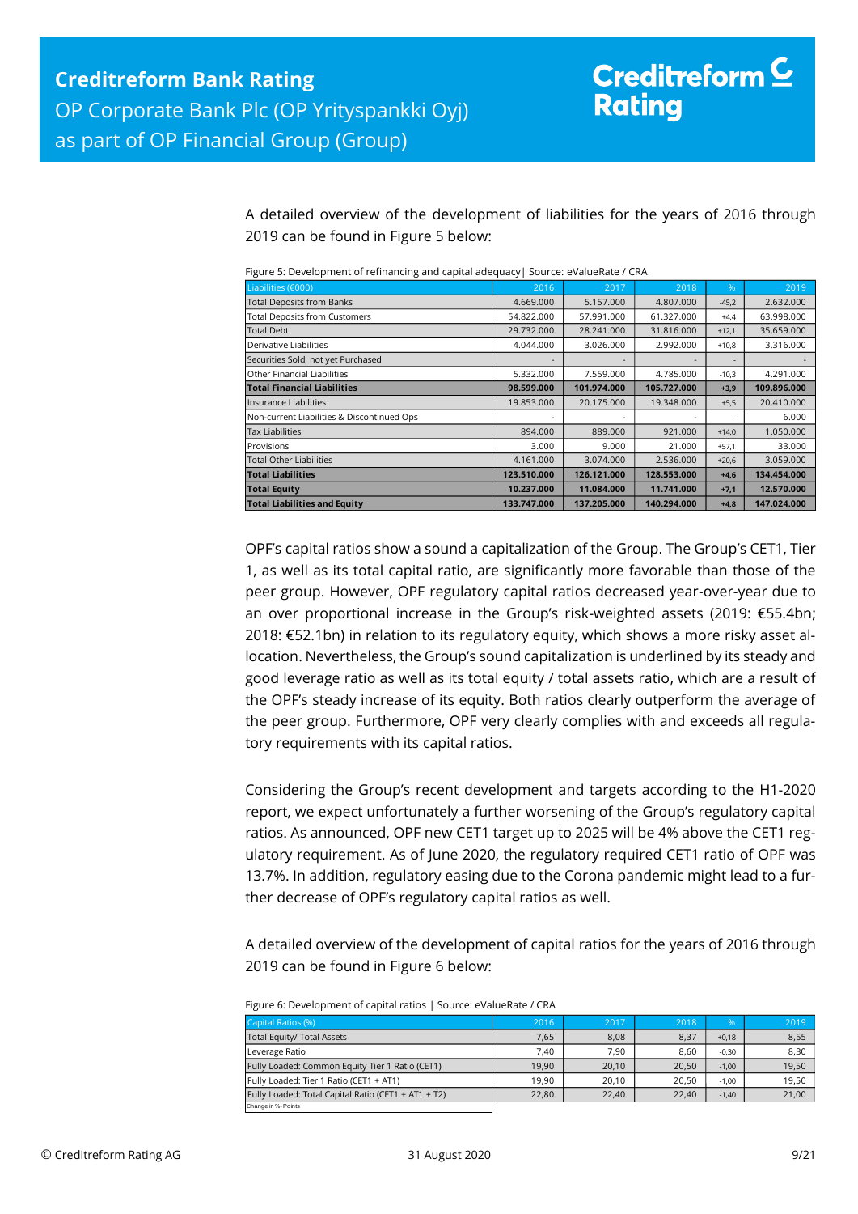A detailed overview of the development of liabilities for the years of 2016 through 2019 can be found in Figure 5 below:

Figure 5: Development of refinancing and capital adequacy| Source: eValueRate / CRA

| Liabilities (€000) | 2016 | 2017 | 2018 | % | 2019 |
|---|---|---|---|---|---|
| Total Deposits from Banks | 4.669.000 | 5.157.000 | 4.807.000 | -45,2 | 2.632.000 |
| Total Deposits from Customers | 54.822.000 | 57.991.000 | 61.327.000 | +4,4 | 63.998.000 |
| Total Debt | 29.732.000 | 28.241.000 | 31.816.000 | +12,1 | 35.659.000 |
| Derivative Liabilities | 4.044.000 | 3.026.000 | 2.992.000 | +10,8 | 3.316.000 |
| Securities Sold, not yet Purchased | - | - | - | - | - |
| Other Financial Liabilities | 5.332.000 | 7.559.000 | 4.785.000 | -10,3 | 4.291.000 |
| **Total Financial Liabilities** | **98.599.000** | **101.974.000** | **105.727.000** | **+3,9** | **109.896.000** |
| Insurance Liabilities | 19.853.000 | 20.175.000 | 19.348.000 | +5,5 | 20.410.000 |
| Non-current Liabilities & Discontinued Ops | - | - | - | - | 6.000 |
| Tax Liabilities | 894.000 | 889.000 | 921.000 | +14,0 | 1.050.000 |
| Provisions | 3.000 | 9.000 | 21.000 | +57,1 | 33.000 |
| Total Other Liabilities | 4.161.000 | 3.074.000 | 2.536.000 | +20,6 | 3.059.000 |
| **Total Liabilities** | **123.510.000** | **126.121.000** | **128.553.000** | **+4,6** | **134.454.000** |
| **Total Equity** | **10.237.000** | **11.084.000** | **11.741.000** | **+7,1** | **12.570.000** |
| **Total Liabilities and Equity** | **133.747.000** | **137.205.000** | **140.294.000** | **+4,8** | **147.024.000** |

OPF's capital ratios show a sound a capitalization of the Group. The Group's CET1, Tier 1, as well as its total capital ratio, are significantly more favorable than those of the peer group. However, OPF regulatory capital ratios decreased year-over-year due to an over proportional increase in the Group's risk-weighted assets (2019: €55.4bn; 2018: €52.1bn) in relation to its regulatory equity, which shows a more risky asset allocation. Nevertheless, the Group's sound capitalization is underlined by its steady and good leverage ratio as well as its total equity / total assets ratio, which are a result of the OPF's steady increase of its equity. Both ratios clearly outperform the average of the peer group. Furthermore, OPF very clearly complies with and exceeds all regulatory requirements with its capital ratios.

Considering the Group's recent development and targets according to the H1-2020 report, we expect unfortunately a further worsening of the Group's regulatory capital ratios. As announced, OPF new CET1 target up to 2025 will be 4% above the CET1 regulatory requirement. As of June 2020, the regulatory required CET1 ratio of OPF was 13.7%. In addition, regulatory easing due to the Corona pandemic might lead to a further decrease of OPF's regulatory capital ratios as well.

A detailed overview of the development of capital ratios for the years of 2016 through 2019 can be found in Figure 6 below:

Figure 6: Development of capital ratios | Source: eValueRate / CRA

| Capital Ratios (%) | 2016 | 2017 | 2018 | % | 2019 |
|---|---|---|---|---|---|
| Total Equity/ Total Assets | 7,65 | 8,08 | 8,37 | +0,18 | 8,55 |
| Leverage Ratio | 7,40 | 7,90 | 8,60 | -0,30 | 8,30 |
| Fully Loaded: Common Equity Tier 1 Ratio (CET1) | 19,90 | 20,10 | 20,50 | -1,00 | 19,50 |
| Fully Loaded: Tier 1 Ratio (CET1 + AT1) | 19,90 | 20,10 | 20,50 | -1,00 | 19,50 |
| Fully Loaded: Total Capital Ratio (CET1 + AT1 + T2) | 22,80 | 22,40 | 22,40 | -1,40 | 21,00 |

Change in %- Points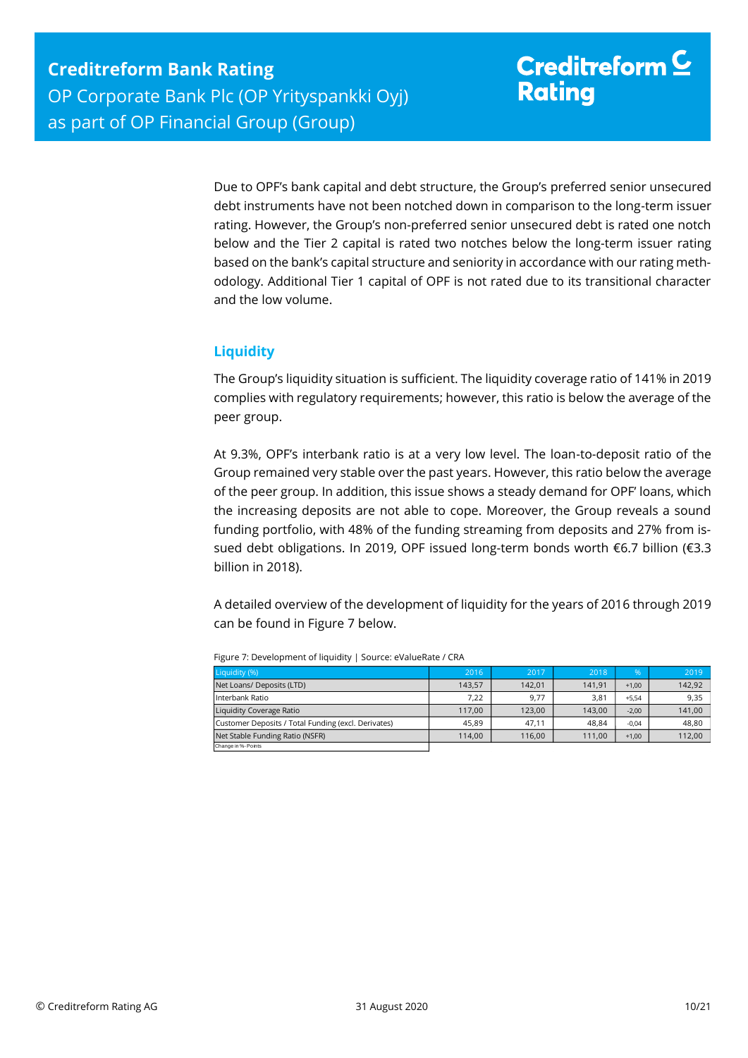Due to OPF's bank capital and debt structure, the Group's preferred senior unsecured debt instruments have not been notched down in comparison to the long-term issuer rating. However, the Group's non-preferred senior unsecured debt is rated one notch below and the Tier 2 capital is rated two notches below the long-term issuer rating based on the bank's capital structure and seniority in accordance with our rating methodology. Additional Tier 1 capital of OPF is not rated due to its transitional character and the low volume.

## Liquidity

The Group's liquidity situation is sufficient. The liquidity coverage ratio of 141% in 2019 complies with regulatory requirements; however, this ratio is below the average of the peer group.

At 9.3%, OPF's interbank ratio is at a very low level. The loan-to-deposit ratio of the Group remained very stable over the past years. However, this ratio below the average of the peer group. In addition, this issue shows a steady demand for OPF' loans, which the increasing deposits are not able to cope. Moreover, the Group reveals a sound funding portfolio, with 48% of the funding streaming from deposits and 27% from issued debt obligations. In 2019, OPF issued long-term bonds worth €6.7 billion (€3.3 billion in 2018).

A detailed overview of the development of liquidity for the years of 2016 through 2019 can be found in Figure 7 below.

Figure 7: Development of liquidity | Source: eValueRate / CRA

| Liquidity (%) | 2016 | 2017 | 2018 | % | 2019 |
|---|---|---|---|---|---|
| Net Loans/ Deposits (LTD) | 143,57 | 142,01 | 141,91 | +1,00 | 142,92 |
| Interbank Ratio | 7,22 | 9,77 | 3,81 | +5,54 | 9,35 |
| Liquidity Coverage Ratio | 117,00 | 123,00 | 143,00 | -2,00 | 141,00 |
| Customer Deposits / Total Funding (excl. Derivates) | 45,89 | 47,11 | 48,84 | -0,04 | 48,80 |
| Net Stable Funding Ratio (NSFR) | 114,00 | 116,00 | 111,00 | +1,00 | 112,00 |

Change in %-Points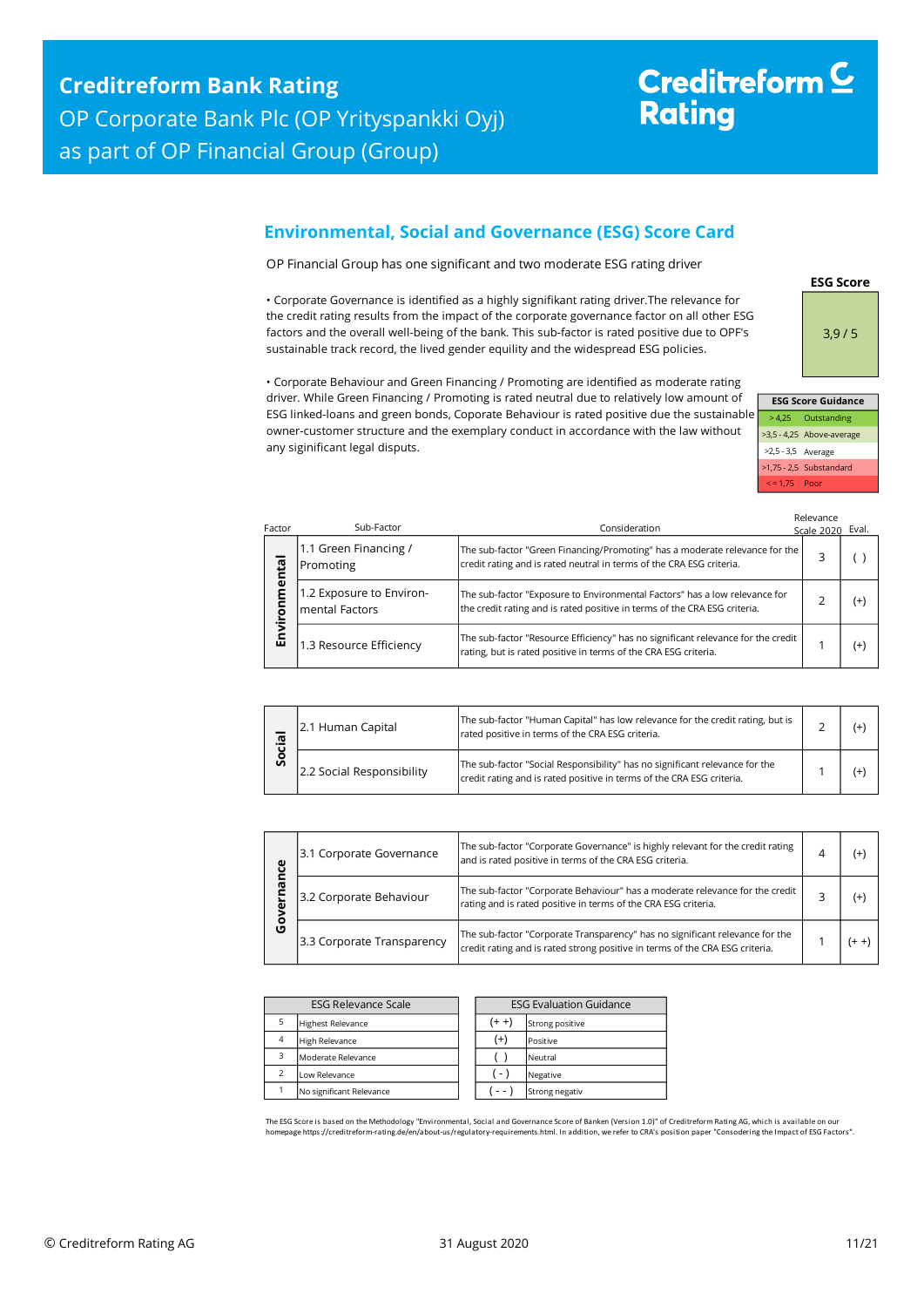## Environmental, Social and Governance (ESG) Score Card

OP Financial Group has one significant and two moderate ESG rating driver

• Corporate Governance is identified as a highly signifikant rating driver.The relevance for the credit rating results from the impact of the corporate governance factor on all other ESG factors and the overall well-being of the bank. This sub-factor is rated positive due to OPF's sustainable track record, the lived gender equility and the widespread ESG policies.

• Corporate Behaviour and Green Financing / Promoting are identified as moderate rating driver. While Green Financing / Promoting is rated neutral due to relatively low amount of ESG linked-loans and green bonds, Coporate Behaviour is rated positive due the sustainable owner-customer structure and the exemplary conduct in accordance with the law without any siginificant legal disputs.

| ESG Score |
|---|
| 3,9 / 5 |

| ESG Score Guidance | |
|---|---|
| > 4,25 | Outstanding |
| >3,5 - 4,25 | Above-average |
| >2,5 - 3,5 | Average |
| >1,75 - 2,5 | Substandard |
| < = 1,75 | Poor |

| Factor | Sub-Factor | Consideration | Relevance Scale 2020 | Eval. |
|---|---|---|---|---|
| Environmental | 1.1 Green Financing / Promoting | The sub-factor "Green Financing/Promoting" has a moderate relevance for the credit rating and is rated neutral in terms of the CRA ESG criteria. | 3 | ( ) |
| | 1.2 Exposure to Environ-mental Factors | The sub-factor "Exposure to Environmental Factors" has a low relevance for the credit rating and is rated positive in terms of the CRA ESG criteria. | 2 | (+) |
| | 1.3 Resource Efficiency | The sub-factor "Resource Efficiency" has no significant relevance for the credit rating, but is rated positive in terms of the CRA ESG criteria. | 1 | (+) |
| Social | 2.1 Human Capital | The sub-factor "Human Capital" has low relevance for the credit rating, but is rated positive in terms of the CRA ESG criteria. | 2 | (+) |
| | 2.2 Social Responsibility | The sub-factor "Social Responsibility" has no significant relevance for the credit rating and is rated positive in terms of the CRA ESG criteria. | 1 | (+) |
| Governance | 3.1 Corporate Governance | The sub-factor "Corporate Governance" is highly relevant for the credit rating and is rated positive in terms of the CRA ESG criteria. | 4 | (+) |
| | 3.2 Corporate Behaviour | The sub-factor "Corporate Behaviour" has a moderate relevance for the credit rating and is rated positive in terms of the CRA ESG criteria. | 3 | (+) |
| | 3.3 Corporate Transparency | The sub-factor "Corporate Transparency" has no significant relevance for the credit rating and is rated strong positive in terms of the CRA ESG criteria. | 1 | (+ +) |

| ESG Relevance Scale | |
|---|---|
| 5 | Highest Relevance |
| 4 | High Relevance |
| 3 | Moderate Relevance |
| 2 | Low Relevance |
| 1 | No significant Relevance |

| ESG Evaluation Guidance | |
|---|---|
| (+ +) | Strong positive |
| (+) | Positive |
| ( ) | Neutral |
| ( - ) | Negative |
| ( - - ) | Strong negativ |

The ESG Score is based on the Methodology "Environmental, Social and Governance Score of Banken (Version 1.0)" of Creditreform Rating AG, which is available on our homepage https://creditreform-rating.de/en/about-us/regulatory-requirements.html. In addition, we refer to CRA's position paper "Consodering the Impact of ESG Factors".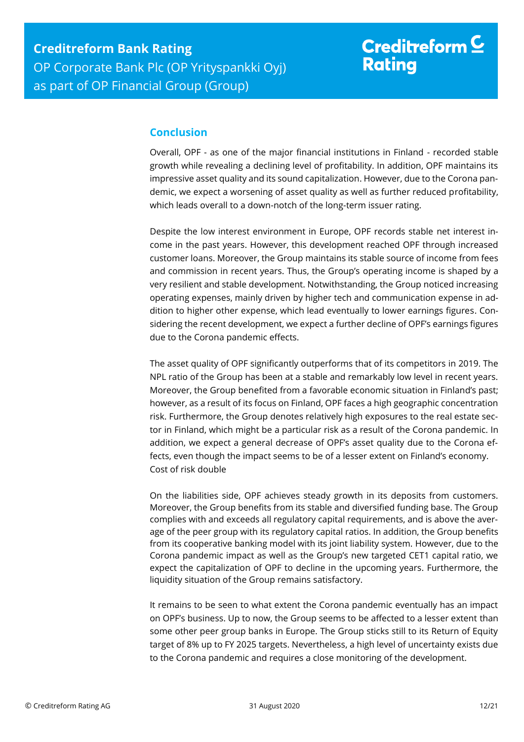## Conclusion

Overall, OPF - as one of the major financial institutions in Finland - recorded stable growth while revealing a declining level of profitability. In addition, OPF maintains its impressive asset quality and its sound capitalization. However, due to the Corona pandemic, we expect a worsening of asset quality as well as further reduced profitability, which leads overall to a down-notch of the long-term issuer rating.

Despite the low interest environment in Europe, OPF records stable net interest income in the past years. However, this development reached OPF through increased customer loans. Moreover, the Group maintains its stable source of income from fees and commission in recent years. Thus, the Group's operating income is shaped by a very resilient and stable development. Notwithstanding, the Group noticed increasing operating expenses, mainly driven by higher tech and communication expense in addition to higher other expense, which lead eventually to lower earnings figures. Considering the recent development, we expect a further decline of OPF's earnings figures due to the Corona pandemic effects.

The asset quality of OPF significantly outperforms that of its competitors in 2019. The NPL ratio of the Group has been at a stable and remarkably low level in recent years. Moreover, the Group benefited from a favorable economic situation in Finland's past; however, as a result of its focus on Finland, OPF faces a high geographic concentration risk. Furthermore, the Group denotes relatively high exposures to the real estate sector in Finland, which might be a particular risk as a result of the Corona pandemic. In addition, we expect a general decrease of OPF's asset quality due to the Corona effects, even though the impact seems to be of a lesser extent on Finland's economy.
Cost of risk double

On the liabilities side, OPF achieves steady growth in its deposits from customers. Moreover, the Group benefits from its stable and diversified funding base. The Group complies with and exceeds all regulatory capital requirements, and is above the average of the peer group with its regulatory capital ratios. In addition, the Group benefits from its cooperative banking model with its joint liability system. However, due to the Corona pandemic impact as well as the Group's new targeted CET1 capital ratio, we expect the capitalization of OPF to decline in the upcoming years. Furthermore, the liquidity situation of the Group remains satisfactory.

It remains to be seen to what extent the Corona pandemic eventually has an impact on OPF's business. Up to now, the Group seems to be affected to a lesser extent than some other peer group banks in Europe. The Group sticks still to its Return of Equity target of 8% up to FY 2025 targets. Nevertheless, a high level of uncertainty exists due to the Corona pandemic and requires a close monitoring of the development.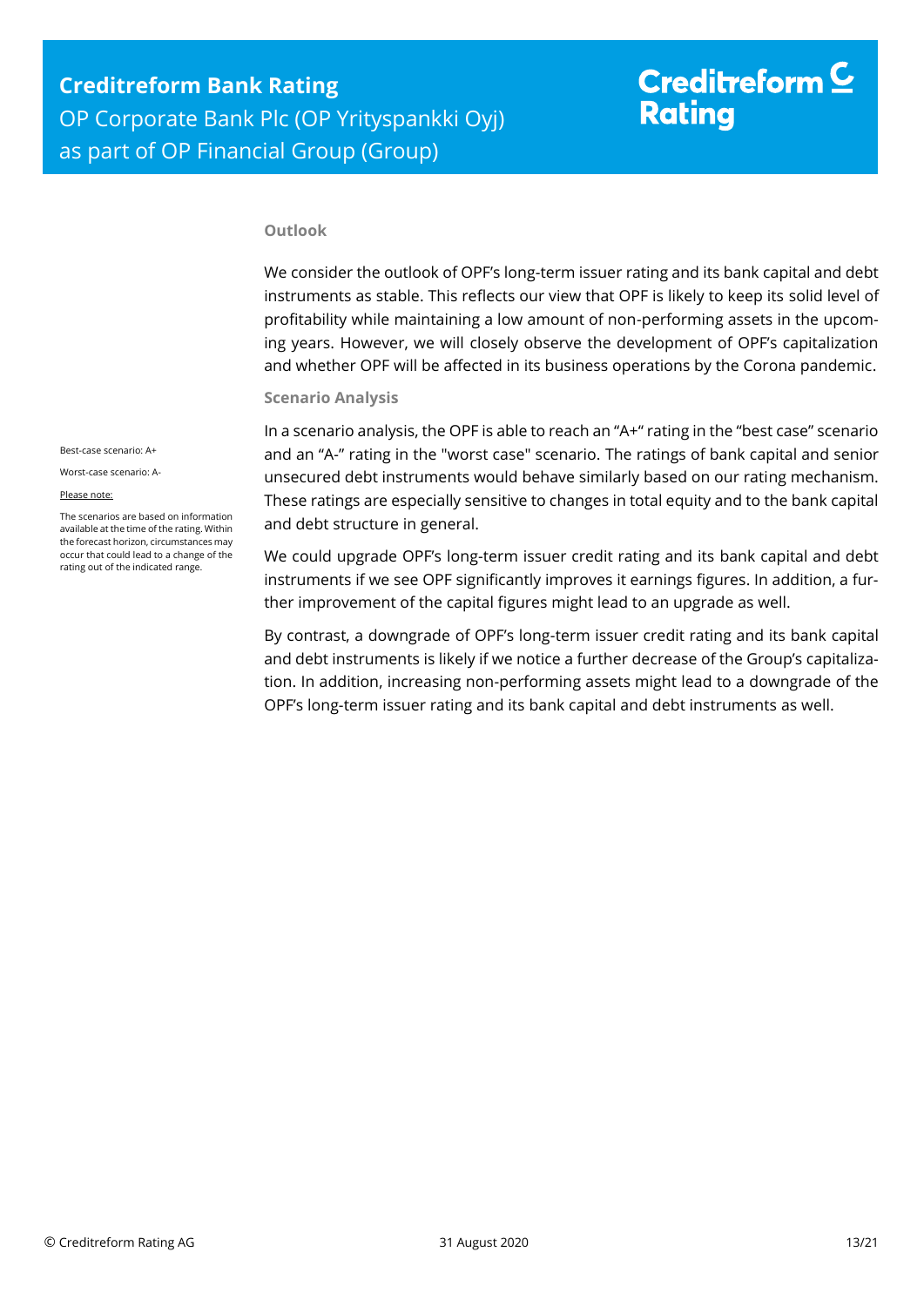### Outlook

We consider the outlook of OPF's long-term issuer rating and its bank capital and debt instruments as stable. This reflects our view that OPF is likely to keep its solid level of profitability while maintaining a low amount of non-performing assets in the upcoming years. However, we will closely observe the development of OPF's capitalization and whether OPF will be affected in its business operations by the Corona pandemic.

### Scenario Analysis

Best-case scenario: A+

Worst-case scenario: A-

Please note:

The scenarios are based on information available at the time of the rating. Within the forecast horizon, circumstances may occur that could lead to a change of the rating out of the indicated range.

In a scenario analysis, the OPF is able to reach an "A+" rating in the "best case" scenario and an "A-" rating in the "worst case" scenario. The ratings of bank capital and senior unsecured debt instruments would behave similarly based on our rating mechanism. These ratings are especially sensitive to changes in total equity and to the bank capital and debt structure in general.

We could upgrade OPF's long-term issuer credit rating and its bank capital and debt instruments if we see OPF significantly improves it earnings figures. In addition, a further improvement of the capital figures might lead to an upgrade as well.

By contrast, a downgrade of OPF's long-term issuer credit rating and its bank capital and debt instruments is likely if we notice a further decrease of the Group's capitalization. In addition, increasing non-performing assets might lead to a downgrade of the OPF's long-term issuer rating and its bank capital and debt instruments as well.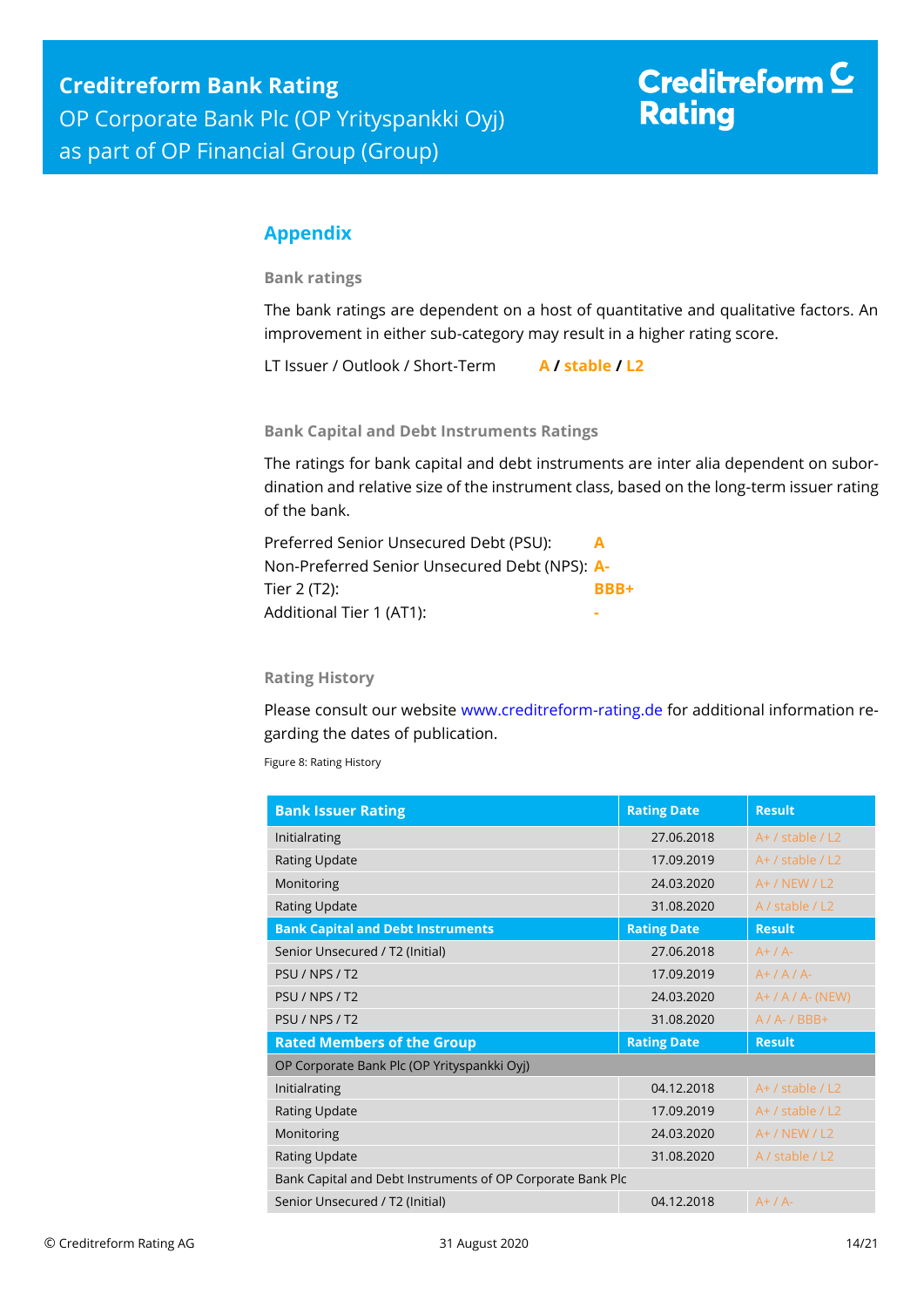## Appendix

### Bank ratings

The bank ratings are dependent on a host of quantitative and qualitative factors. An improvement in either sub-category may result in a higher rating score.

LT Issuer / Outlook / Short-Term **A / stable / L2**

### Bank Capital and Debt Instruments Ratings

The ratings for bank capital and debt instruments are inter alia dependent on subordination and relative size of the instrument class, based on the long-term issuer rating of the bank.

Preferred Senior Unsecured Debt (PSU): **A**
Non-Preferred Senior Unsecured Debt (NPS): **A-**
Tier 2 (T2): **BBB+**
Additional Tier 1 (AT1): **-**

### Rating History

Please consult our website www.creditreform-rating.de for additional information regarding the dates of publication.

Figure 8: Rating History

| Bank Issuer Rating | Rating Date | Result |
|---|---|---|
| Initialrating | 27.06.2018 | A+ / stable / L2 |
| Rating Update | 17.09.2019 | A+ / stable / L2 |
| Monitoring | 24.03.2020 | A+ / NEW / L2 |
| Rating Update | 31.08.2020 | A / stable / L2 |
| **Bank Capital and Debt Instruments** | **Rating Date** | **Result** |
| Senior Unsecured / T2 (Initial) | 27.06.2018 | A+ / A- |
| PSU / NPS / T2 | 17.09.2019 | A+ / A / A- |
| PSU / NPS / T2 | 24.03.2020 | A+ / A / A- (NEW) |
| PSU / NPS / T2 | 31.08.2020 | A / A- / BBB+ |
| **Rated Members of the Group** | **Rating Date** | **Result** |
| OP Corporate Bank Plc (OP Yrityspankki Oyj) | | |
| Initialrating | 04.12.2018 | A+ / stable / L2 |
| Rating Update | 17.09.2019 | A+ / stable / L2 |
| Monitoring | 24.03.2020 | A+ / NEW / L2 |
| Rating Update | 31.08.2020 | A / stable / L2 |
| Bank Capital and Debt Instruments of OP Corporate Bank Plc | | |
| Senior Unsecured / T2 (Initial) | 04.12.2018 | A+ / A- |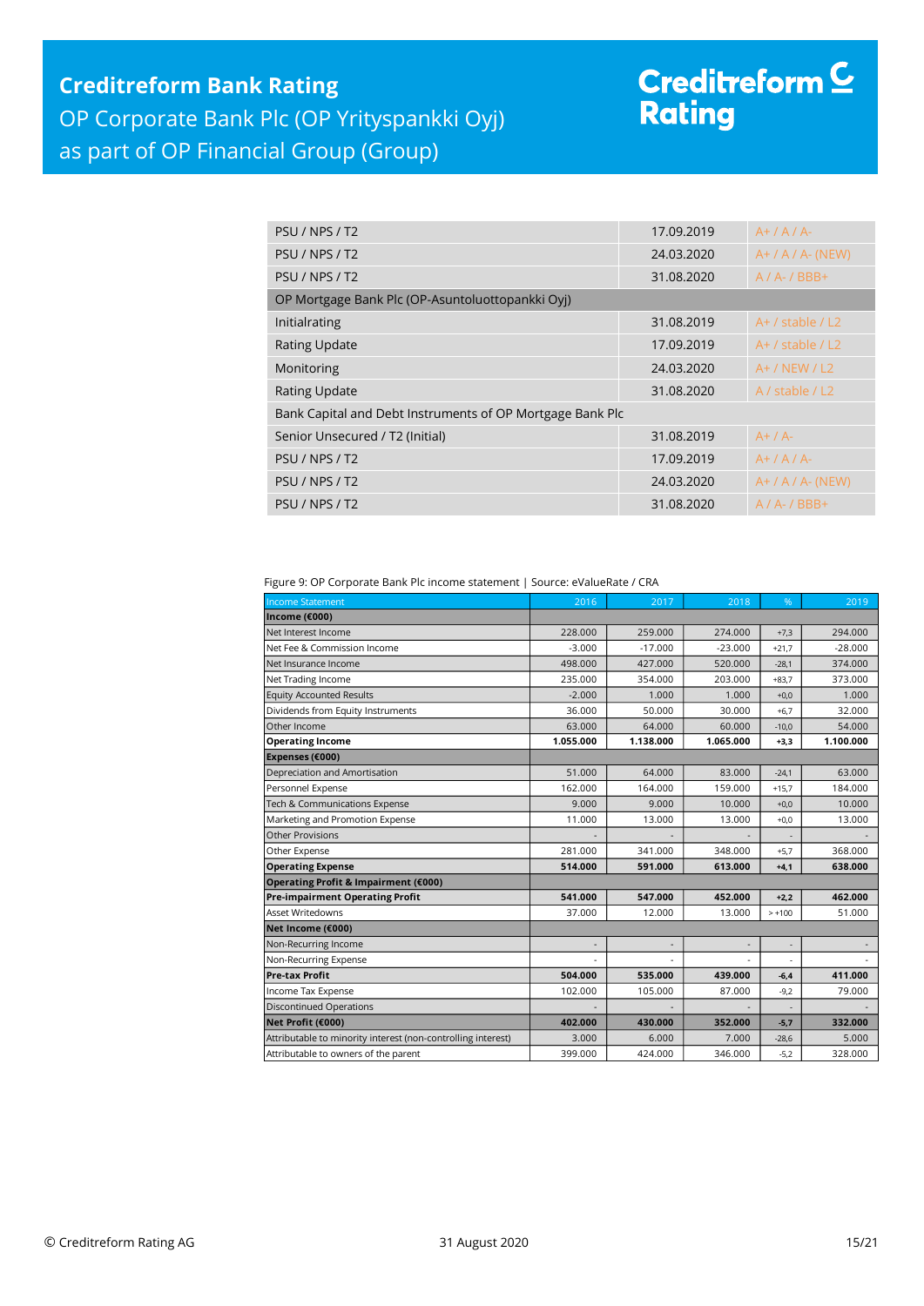| | | |
|---|---|---|
| PSU / NPS / T2 | 17.09.2019 | A+ / A / A- |
| PSU / NPS / T2 | 24.03.2020 | A+ / A / A- (NEW) |
| PSU / NPS / T2 | 31.08.2020 | A / A- / BBB+ |
| OP Mortgage Bank Plc (OP-Asuntoluottopankki Oyj) | | |
| Initialrating | 31.08.2019 | A+ / stable / L2 |
| Rating Update | 17.09.2019 | A+ / stable / L2 |
| Monitoring | 24.03.2020 | A+ / NEW / L2 |
| Rating Update | 31.08.2020 | A / stable / L2 |
| Bank Capital and Debt Instruments of OP Mortgage Bank Plc | | |
| Senior Unsecured / T2 (Initial) | 31.08.2019 | A+ / A- |
| PSU / NPS / T2 | 17.09.2019 | A+ / A / A- |
| PSU / NPS / T2 | 24.03.2020 | A+ / A / A- (NEW) |
| PSU / NPS / T2 | 31.08.2020 | A / A- / BBB+ |

Figure 9: OP Corporate Bank Plc income statement | Source: eValueRate / CRA

| Income Statement | 2016 | 2017 | 2018 | % | 2019 |
|---|---|---|---|---|---|
| **Income (€000)** | | | | | |
| Net Interest Income | 228.000 | 259.000 | 274.000 | +7,3 | 294.000 |
| Net Fee & Commission Income | -3.000 | -17.000 | -23.000 | +21,7 | -28.000 |
| Net Insurance Income | 498.000 | 427.000 | 520.000 | -28,1 | 374.000 |
| Net Trading Income | 235.000 | 354.000 | 203.000 | +83,7 | 373.000 |
| Equity Accounted Results | -2.000 | 1.000 | 1.000 | +0,0 | 1.000 |
| Dividends from Equity Instruments | 36.000 | 50.000 | 30.000 | +6,7 | 32.000 |
| Other Income | 63.000 | 64.000 | 60.000 | -10,0 | 54.000 |
| **Operating Income** | **1.055.000** | **1.138.000** | **1.065.000** | **+3,3** | **1.100.000** |
| **Expenses (€000)** | | | | | |
| Depreciation and Amortisation | 51.000 | 64.000 | 83.000 | -24,1 | 63.000 |
| Personnel Expense | 162.000 | 164.000 | 159.000 | +15,7 | 184.000 |
| Tech & Communications Expense | 9.000 | 9.000 | 10.000 | +0,0 | 10.000 |
| Marketing and Promotion Expense | 11.000 | 13.000 | 13.000 | +0,0 | 13.000 |
| Other Provisions | - | - | - | - | - |
| Other Expense | 281.000 | 341.000 | 348.000 | +5,7 | 368.000 |
| **Operating Expense** | **514.000** | **591.000** | **613.000** | **+4,1** | **638.000** |
| **Operating Profit & Impairment (€000)** | | | | | |
| **Pre-impairment Operating Profit** | **541.000** | **547.000** | **452.000** | **+2,2** | **462.000** |
| Asset Writedowns | 37.000 | 12.000 | 13.000 | > +100 | 51.000 |
| **Net Income (€000)** | | | | | |
| Non-Recurring Income | - | - | - | - | - |
| Non-Recurring Expense | - | - | - | - | - |
| **Pre-tax Profit** | **504.000** | **535.000** | **439.000** | **-6,4** | **411.000** |
| Income Tax Expense | 102.000 | 105.000 | 87.000 | -9,2 | 79.000 |
| Discontinued Operations | - | - | - | - | - |
| **Net Profit (€000)** | **402.000** | **430.000** | **352.000** | **-5,7** | **332.000** |
| Attributable to minority interest (non-controlling interest) | 3.000 | 6.000 | 7.000 | -28,6 | 5.000 |
| Attributable to owners of the parent | 399.000 | 424.000 | 346.000 | -5,2 | 328.000 |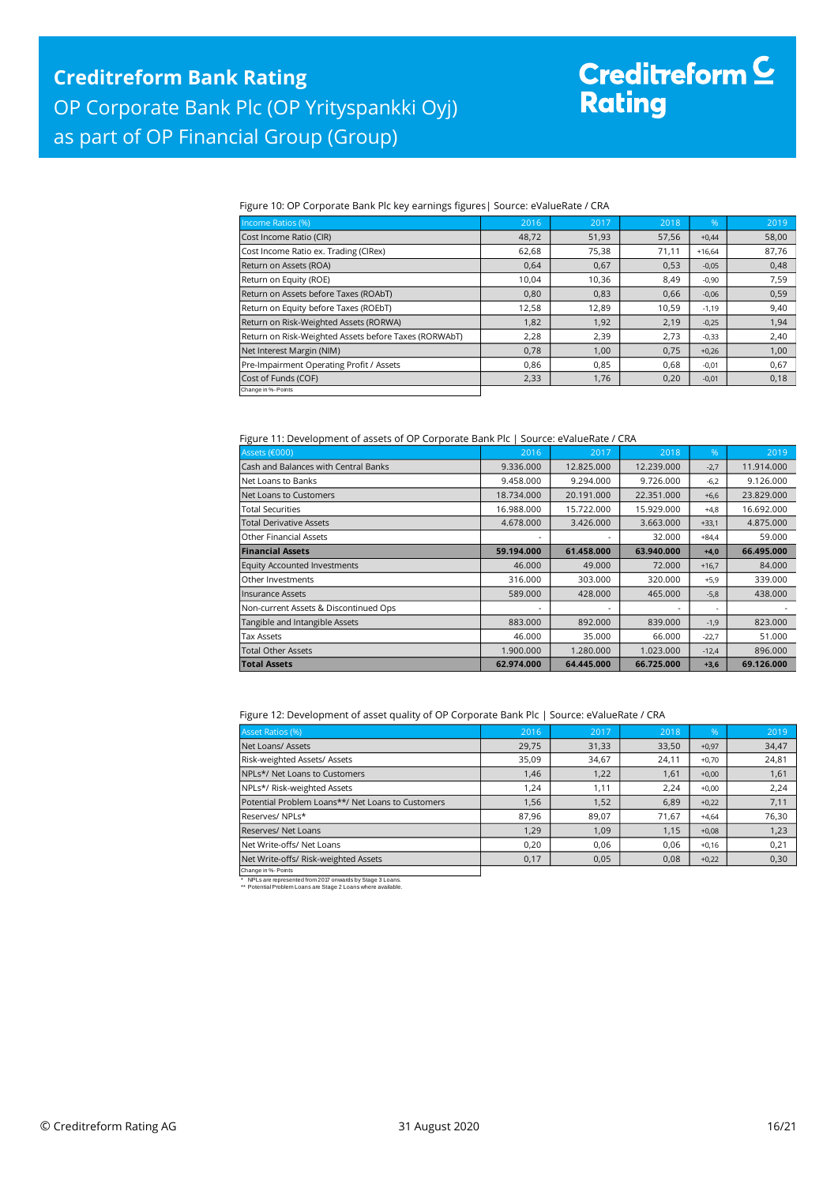Figure 10: OP Corporate Bank Plc key earnings figures| Source: eValueRate / CRA

| Income Ratios (%) | 2016 | 2017 | 2018 | % | 2019 |
|---|---|---|---|---|---|
| Cost Income Ratio (CIR) | 48,72 | 51,93 | 57,56 | +0,44 | 58,00 |
| Cost Income Ratio ex. Trading (CIRex) | 62,68 | 75,38 | 71,11 | +16,64 | 87,76 |
| Return on Assets (ROA) | 0,64 | 0,67 | 0,53 | -0,05 | 0,48 |
| Return on Equity (ROE) | 10,04 | 10,36 | 8,49 | -0,90 | 7,59 |
| Return on Assets before Taxes (ROAbT) | 0,80 | 0,83 | 0,66 | -0,06 | 0,59 |
| Return on Equity before Taxes (ROEbT) | 12,58 | 12,89 | 10,59 | -1,19 | 9,40 |
| Return on Risk-Weighted Assets (RORWA) | 1,82 | 1,92 | 2,19 | -0,25 | 1,94 |
| Return on Risk-Weighted Assets before Taxes (RORWAbT) | 2,28 | 2,39 | 2,73 | -0,33 | 2,40 |
| Net Interest Margin (NIM) | 0,78 | 1,00 | 0,75 | +0,26 | 1,00 |
| Pre-Impairment Operating Profit / Assets | 0,86 | 0,85 | 0,68 | -0,01 | 0,67 |
| Cost of Funds (COF) | 2,33 | 1,76 | 0,20 | -0,01 | 0,18 |

Change in %- Points

Figure 11: Development of assets of OP Corporate Bank Plc | Source: eValueRate / CRA

| Assets (€000) | 2016 | 2017 | 2018 | % | 2019 |
|---|---|---|---|---|---|
| Cash and Balances with Central Banks | 9.336.000 | 12.825.000 | 12.239.000 | -2,7 | 11.914.000 |
| Net Loans to Banks | 9.458.000 | 9.294.000 | 9.726.000 | -6,2 | 9.126.000 |
| Net Loans to Customers | 18.734.000 | 20.191.000 | 22.351.000 | +6,6 | 23.829.000 |
| Total Securities | 16.988.000 | 15.722.000 | 15.929.000 | +4,8 | 16.692.000 |
| Total Derivative Assets | 4.678.000 | 3.426.000 | 3.663.000 | +33,1 | 4.875.000 |
| Other Financial Assets | - | - | 32.000 | +84,4 | 59.000 |
| **Financial Assets** | **59.194.000** | **61.458.000** | **63.940.000** | **+4,0** | **66.495.000** |
| Equity Accounted Investments | 46.000 | 49.000 | 72.000 | +16,7 | 84.000 |
| Other Investments | 316.000 | 303.000 | 320.000 | +5,9 | 339.000 |
| Insurance Assets | 589.000 | 428.000 | 465.000 | -5,8 | 438.000 |
| Non-current Assets & Discontinued Ops | - | - | - | - | - |
| Tangible and Intangible Assets | 883.000 | 892.000 | 839.000 | -1,9 | 823.000 |
| Tax Assets | 46.000 | 35.000 | 66.000 | -22,7 | 51.000 |
| Total Other Assets | 1.900.000 | 1.280.000 | 1.023.000 | -12,4 | 896.000 |
| **Total Assets** | **62.974.000** | **64.445.000** | **66.725.000** | **+3,6** | **69.126.000** |

Figure 12: Development of asset quality of OP Corporate Bank Plc | Source: eValueRate / CRA

| Asset Ratios (%) | 2016 | 2017 | 2018 | % | 2019 |
|---|---|---|---|---|---|
| Net Loans/ Assets | 29,75 | 31,33 | 33,50 | +0,97 | 34,47 |
| Risk-weighted Assets/ Assets | 35,09 | 34,67 | 24,11 | +0,70 | 24,81 |
| NPLs*/ Net Loans to Customers | 1,46 | 1,22 | 1,61 | +0,00 | 1,61 |
| NPLs*/ Risk-weighted Assets | 1,24 | 1,11 | 2,24 | +0,00 | 2,24 |
| Potential Problem Loans**/ Net Loans to Customers | 1,56 | 1,52 | 6,89 | +0,22 | 7,11 |
| Reserves/ NPLs* | 87,96 | 89,07 | 71,67 | +4,64 | 76,30 |
| Reserves/ Net Loans | 1,29 | 1,09 | 1,15 | +0,08 | 1,23 |
| Net Write-offs/ Net Loans | 0,20 | 0,06 | 0,06 | +0,16 | 0,21 |
| Net Write-offs/ Risk-weighted Assets | 0,17 | 0,05 | 0,08 | +0,22 | 0,30 |

Change in %- Points

\* NPLs are represented from 2017 onwards by Stage 3 Loans.
\*\* Potential Problem Loans are Stage 2 Loans where available.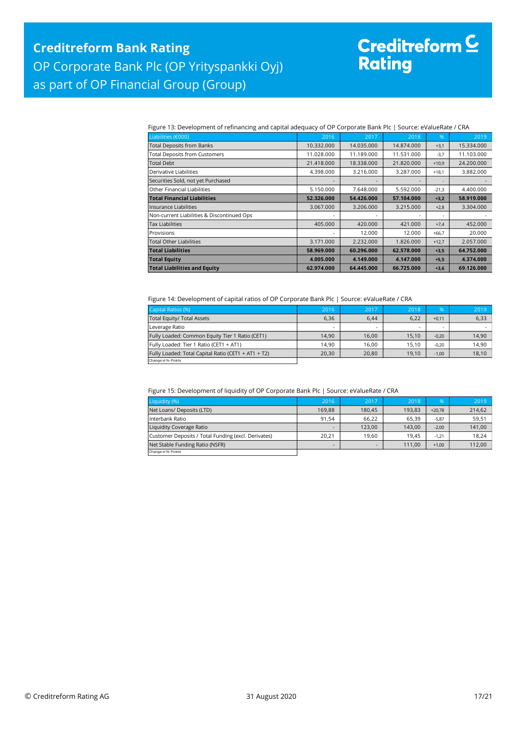Figure 13: Development of refinancing and capital adequacy of OP Corporate Bank Plc | Source: eValueRate / CRA

| Liabilities (€000) | 2016 | 2017 | 2018 | % | 2019 |
|---|---|---|---|---|---|
| Total Deposits from Banks | 10.332.000 | 14.035.000 | 14.874.000 | +3,1 | 15.334.000 |
| Total Deposits from Customers | 11.028.000 | 11.189.000 | 11.531.000 | -3,7 | 11.103.000 |
| Total Debt | 21.418.000 | 18.338.000 | 21.820.000 | +10,9 | 24.200.000 |
| Derivative Liabilities | 4.398.000 | 3.216.000 | 3.287.000 | +18,1 | 3.882.000 |
| Securities Sold, not yet Purchased | - | - | - | - | - |
| Other Financial Liabilities | 5.150.000 | 7.648.000 | 5.592.000 | -21,3 | 4.400.000 |
| **Total Financial Liabilities** | **52.326.000** | **54.426.000** | **57.104.000** | **+3,2** | **58.919.000** |
| Insurance Liabilities | 3.067.000 | 3.206.000 | 3.215.000 | +2,8 | 3.304.000 |
| Non-current Liabilities & Discontinued Ops | - | - | - | - | - |
| Tax Liabilities | 405.000 | 420.000 | 421.000 | +7,4 | 452.000 |
| Provisions | - | 12.000 | 12.000 | +66,7 | 20.000 |
| Total Other Liabilities | 3.171.000 | 2.232.000 | 1.826.000 | +12,7 | 2.057.000 |
| **Total Liabilities** | **58.969.000** | **60.296.000** | **62.578.000** | **+3,5** | **64.752.000** |
| **Total Equity** | **4.005.000** | **4.149.000** | **4.147.000** | **+5,5** | **4.374.000** |
| **Total Liabilities and Equity** | **62.974.000** | **64.445.000** | **66.725.000** | **+3,6** | **69.126.000** |

Figure 14: Development of capital ratios of OP Corporate Bank Plc | Source: eValueRate / CRA

| Capital Ratios (%) | 2016 | 2017 | 2018 | % | 2019 |
|---|---|---|---|---|---|
| Total Equity/ Total Assets | 6,36 | 6,44 | 6,22 | +0,11 | 6,33 |
| Leverage Ratio | - | - | - | - | - |
| Fully Loaded: Common Equity Tier 1 Ratio (CET1) | 14,90 | 16,00 | 15,10 | -0,20 | 14,90 |
| Fully Loaded: Tier 1 Ratio (CET1 + AT1) | 14,90 | 16,00 | 15,10 | -0,20 | 14,90 |
| Fully Loaded: Total Capital Ratio (CET1 + AT1 + T2) | 20,30 | 20,80 | 19,10 | -1,00 | 18,10 |

Change in %- Points

Figure 15: Development of liquidity of OP Corporate Bank Plc | Source: eValueRate / CRA

| Liquidity (%) | 2016 | 2017 | 2018 | % | 2019 |
|---|---|---|---|---|---|
| Net Loans/ Deposits (LTD) | 169,88 | 180,45 | 193,83 | +20,78 | 214,62 |
| Interbank Ratio | 91,54 | 66,22 | 65,39 | -5,87 | 59,51 |
| Liquidity Coverage Ratio | - | 123,00 | 143,00 | -2,00 | 141,00 |
| Customer Deposits / Total Funding (excl. Derivates) | 20,21 | 19,60 | 19,45 | -1,21 | 18,24 |
| Net Stable Funding Ratio (NSFR) | - | - | 111,00 | +1,00 | 112,00 |

Change in %- Points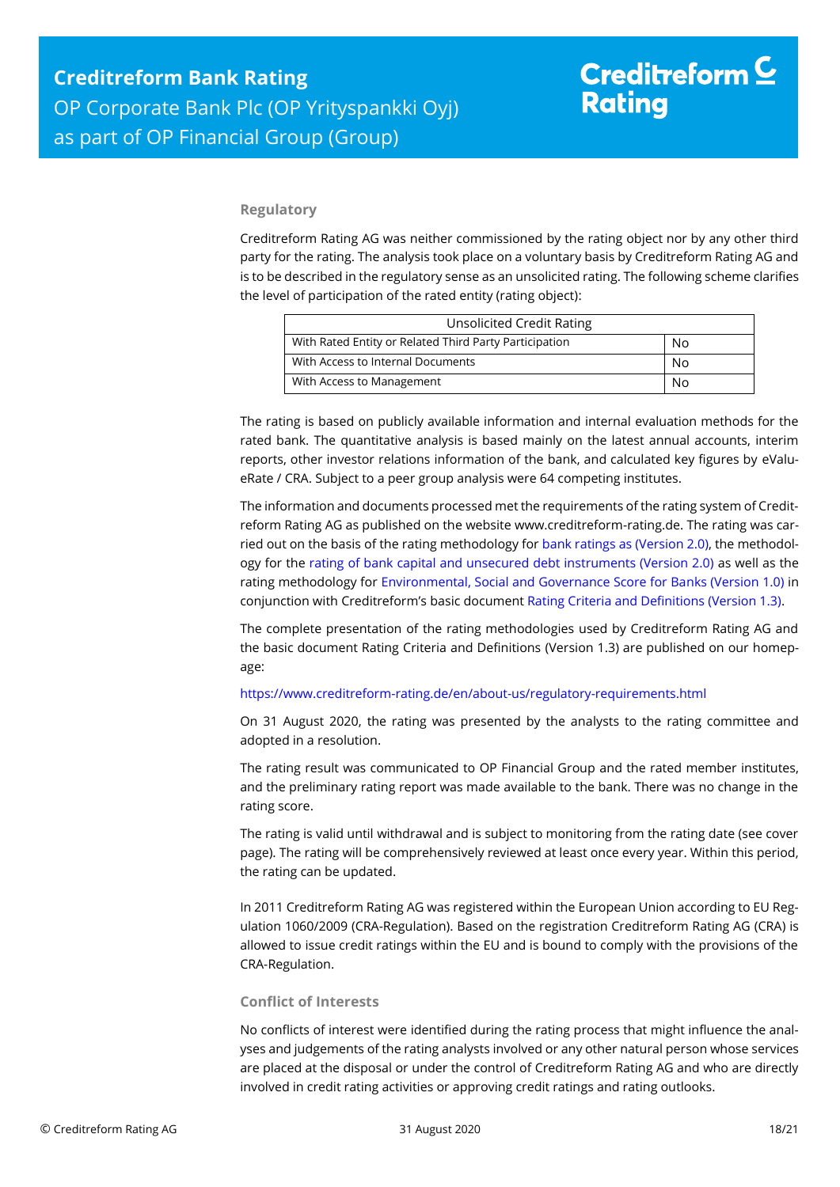### Regulatory

Creditreform Rating AG was neither commissioned by the rating object nor by any other third party for the rating. The analysis took place on a voluntary basis by Creditreform Rating AG and is to be described in the regulatory sense as an unsolicited rating. The following scheme clarifies the level of participation of the rated entity (rating object):

| Unsolicited Credit Rating | |
|---|---|
| With Rated Entity or Related Third Party Participation | No |
| With Access to Internal Documents | No |
| With Access to Management | No |

The rating is based on publicly available information and internal evaluation methods for the rated bank. The quantitative analysis is based mainly on the latest annual accounts, interim reports, other investor relations information of the bank, and calculated key figures by eValueRate / CRA. Subject to a peer group analysis were 64 competing institutes.

The information and documents processed met the requirements of the rating system of Creditreform Rating AG as published on the website www.creditreform-rating.de. The rating was carried out on the basis of the rating methodology for bank ratings as (Version 2.0), the methodology for the rating of bank capital and unsecured debt instruments (Version 2.0) as well as the rating methodology for Environmental, Social and Governance Score for Banks (Version 1.0) in conjunction with Creditreform's basic document Rating Criteria and Definitions (Version 1.3).

The complete presentation of the rating methodologies used by Creditreform Rating AG and the basic document Rating Criteria and Definitions (Version 1.3) are published on our homepage:

https://www.creditreform-rating.de/en/about-us/regulatory-requirements.html

On 31 August 2020, the rating was presented by the analysts to the rating committee and adopted in a resolution.

The rating result was communicated to OP Financial Group and the rated member institutes, and the preliminary rating report was made available to the bank. There was no change in the rating score.

The rating is valid until withdrawal and is subject to monitoring from the rating date (see cover page). The rating will be comprehensively reviewed at least once every year. Within this period, the rating can be updated.

In 2011 Creditreform Rating AG was registered within the European Union according to EU Regulation 1060/2009 (CRA-Regulation). Based on the registration Creditreform Rating AG (CRA) is allowed to issue credit ratings within the EU and is bound to comply with the provisions of the CRA-Regulation.

### Conflict of Interests

No conflicts of interest were identified during the rating process that might influence the analyses and judgements of the rating analysts involved or any other natural person whose services are placed at the disposal or under the control of Creditreform Rating AG and who are directly involved in credit rating activities or approving credit ratings and rating outlooks.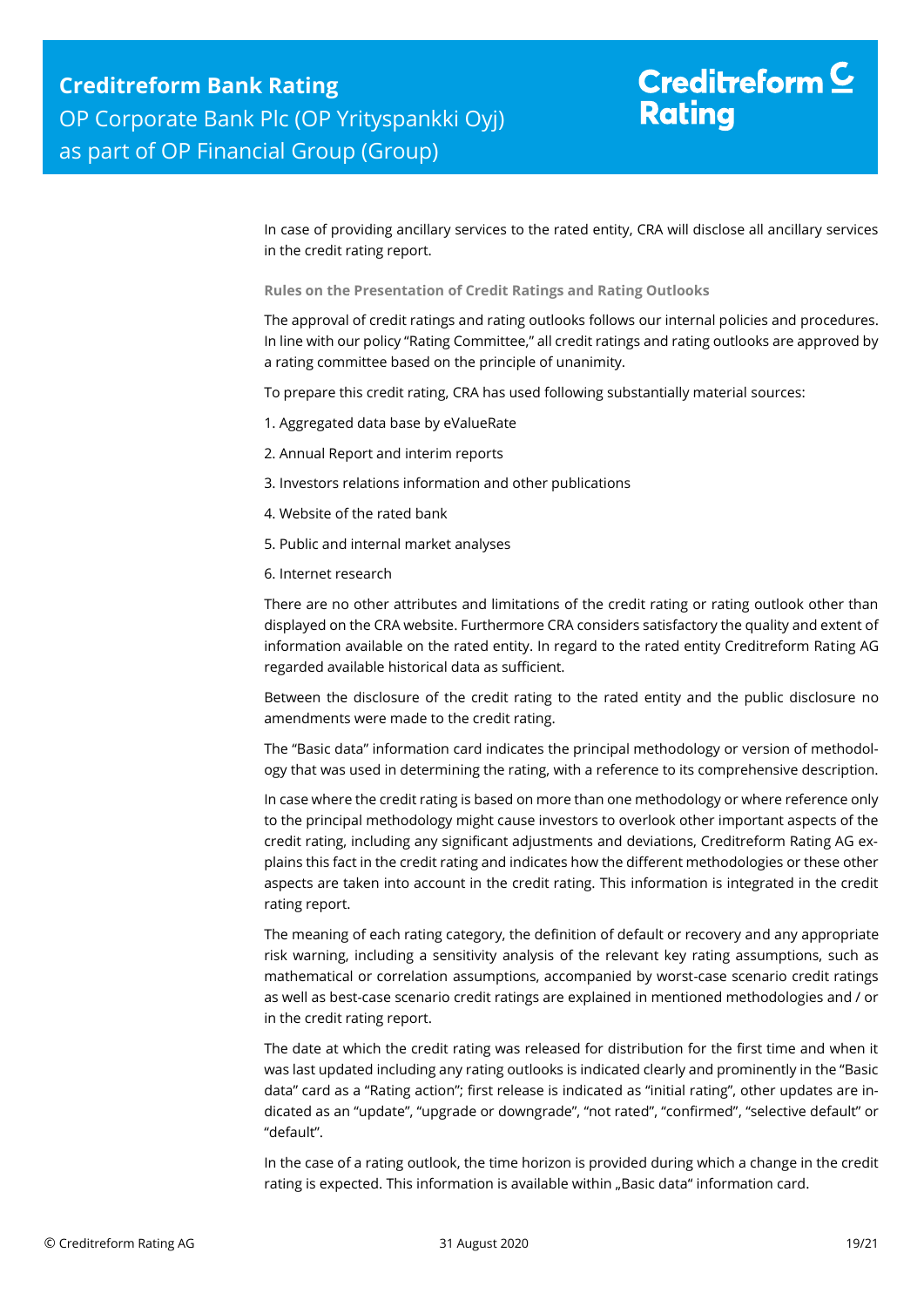In case of providing ancillary services to the rated entity, CRA will disclose all ancillary services in the credit rating report.

**Rules on the Presentation of Credit Ratings and Rating Outlooks**

The approval of credit ratings and rating outlooks follows our internal policies and procedures. In line with our policy "Rating Committee," all credit ratings and rating outlooks are approved by a rating committee based on the principle of unanimity.

To prepare this credit rating, CRA has used following substantially material sources:

1. Aggregated data base by eValueRate
2. Annual Report and interim reports
3. Investors relations information and other publications
4. Website of the rated bank
5. Public and internal market analyses
6. Internet research

There are no other attributes and limitations of the credit rating or rating outlook other than displayed on the CRA website. Furthermore CRA considers satisfactory the quality and extent of information available on the rated entity. In regard to the rated entity Creditreform Rating AG regarded available historical data as sufficient.

Between the disclosure of the credit rating to the rated entity and the public disclosure no amendments were made to the credit rating.

The "Basic data" information card indicates the principal methodology or version of methodology that was used in determining the rating, with a reference to its comprehensive description.

In case where the credit rating is based on more than one methodology or where reference only to the principal methodology might cause investors to overlook other important aspects of the credit rating, including any significant adjustments and deviations, Creditreform Rating AG explains this fact in the credit rating and indicates how the different methodologies or these other aspects are taken into account in the credit rating. This information is integrated in the credit rating report.

The meaning of each rating category, the definition of default or recovery and any appropriate risk warning, including a sensitivity analysis of the relevant key rating assumptions, such as mathematical or correlation assumptions, accompanied by worst-case scenario credit ratings as well as best-case scenario credit ratings are explained in mentioned methodologies and / or in the credit rating report.

The date at which the credit rating was released for distribution for the first time and when it was last updated including any rating outlooks is indicated clearly and prominently in the "Basic data" card as a "Rating action"; first release is indicated as "initial rating", other updates are indicated as an "update", "upgrade or downgrade", "not rated", "confirmed", "selective default" or "default".

In the case of a rating outlook, the time horizon is provided during which a change in the credit rating is expected. This information is available within „Basic data" information card.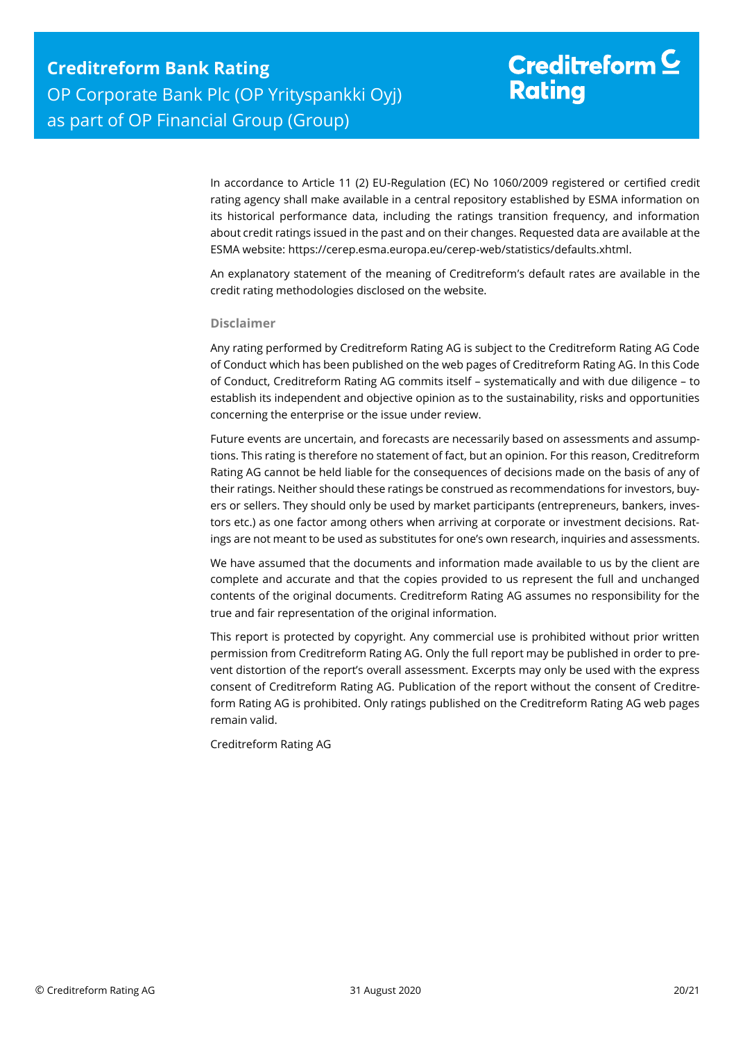In accordance to Article 11 (2) EU-Regulation (EC) No 1060/2009 registered or certified credit rating agency shall make available in a central repository established by ESMA information on its historical performance data, including the ratings transition frequency, and information about credit ratings issued in the past and on their changes. Requested data are available at the ESMA website: https://cerep.esma.europa.eu/cerep-web/statistics/defaults.xhtml.

An explanatory statement of the meaning of Creditreform's default rates are available in the credit rating methodologies disclosed on the website.

### Disclaimer

Any rating performed by Creditreform Rating AG is subject to the Creditreform Rating AG Code of Conduct which has been published on the web pages of Creditreform Rating AG. In this Code of Conduct, Creditreform Rating AG commits itself – systematically and with due diligence – to establish its independent and objective opinion as to the sustainability, risks and opportunities concerning the enterprise or the issue under review.

Future events are uncertain, and forecasts are necessarily based on assessments and assumptions. This rating is therefore no statement of fact, but an opinion. For this reason, Creditreform Rating AG cannot be held liable for the consequences of decisions made on the basis of any of their ratings. Neither should these ratings be construed as recommendations for investors, buyers or sellers. They should only be used by market participants (entrepreneurs, bankers, investors etc.) as one factor among others when arriving at corporate or investment decisions. Ratings are not meant to be used as substitutes for one's own research, inquiries and assessments.

We have assumed that the documents and information made available to us by the client are complete and accurate and that the copies provided to us represent the full and unchanged contents of the original documents. Creditreform Rating AG assumes no responsibility for the true and fair representation of the original information.

This report is protected by copyright. Any commercial use is prohibited without prior written permission from Creditreform Rating AG. Only the full report may be published in order to prevent distortion of the report's overall assessment. Excerpts may only be used with the express consent of Creditreform Rating AG. Publication of the report without the consent of Creditreform Rating AG is prohibited. Only ratings published on the Creditreform Rating AG web pages remain valid.

Creditreform Rating AG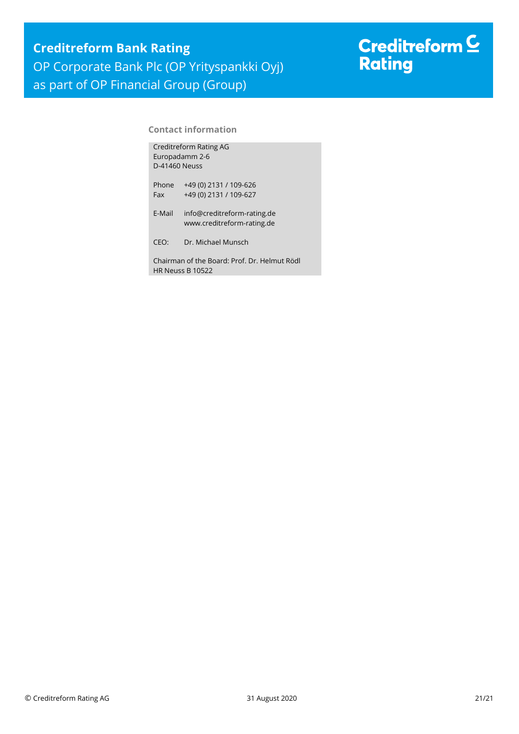## Contact information

Creditreform Rating AG
Europadamm 2-6
D-41460 Neuss

Phone +49 (0) 2131 / 109-626
Fax +49 (0) 2131 / 109-627

E-Mail info@creditreform-rating.de
www.creditreform-rating.de

CEO: Dr. Michael Munsch

Chairman of the Board: Prof. Dr. Helmut Rödl
HR Neuss B 10522